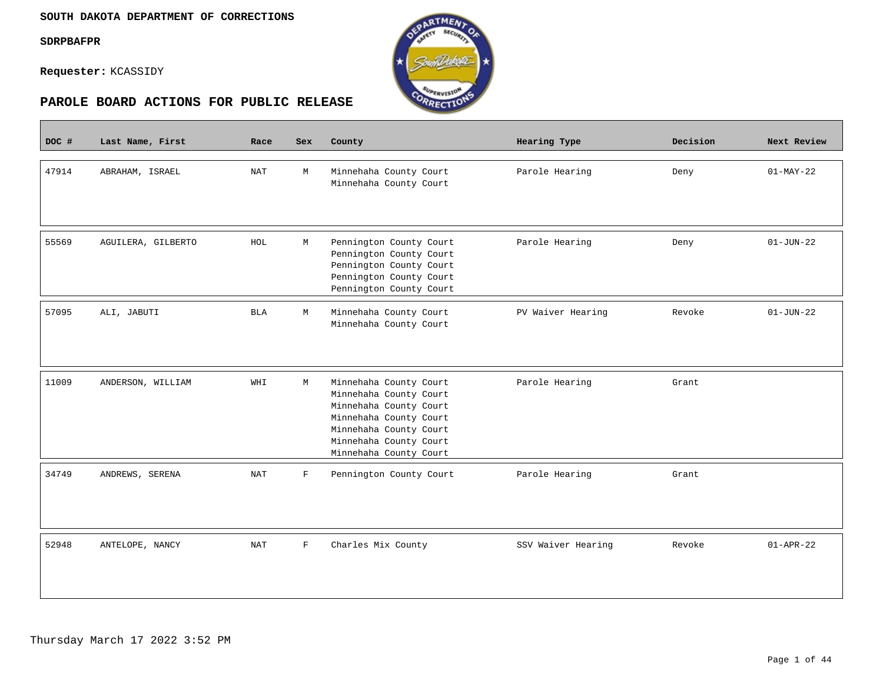**SOUTH DAKOTA DEPARTMENT OF CORRECTIONS**

**SDRPBAFPR**

**Requester:** KCASSIDY

## PAROLE BOARD ACTIONS FOR PUBLIC RELEASE

| DOC # | Last Name, First | Race | Sex | County | Hearing Type | Decision | Next Review |
|---|---|---|---|---|---|---|---|
| 47914 | ABRAHAM, ISRAEL | NAT | M | Minnehaha County Court<br>Minnehaha County Court | Parole Hearing | Deny | 01-MAY-22 |
| 55569 | AGUILERA, GILBERTO | HOL | M | Pennington County Court<br>Pennington County Court<br>Pennington County Court<br>Pennington County Court<br>Pennington County Court | Parole Hearing | Deny | 01-JUN-22 |
| 57095 | ALI, JABUTI | BLA | M | Minnehaha County Court<br>Minnehaha County Court | PV Waiver Hearing | Revoke | 01-JUN-22 |
| 11009 | ANDERSON, WILLIAM | WHI | M | Minnehaha County Court<br>Minnehaha County Court<br>Minnehaha County Court<br>Minnehaha County Court<br>Minnehaha County Court<br>Minnehaha County Court<br>Minnehaha County Court | Parole Hearing | Grant | |
| 34749 | ANDREWS, SERENA | NAT | F | Pennington County Court | Parole Hearing | Grant | |
| 52948 | ANTELOPE, NANCY | NAT | F | Charles Mix County | SSV Waiver Hearing | Revoke | 01-APR-22 |

Thursday March 17 2022 3:52 PM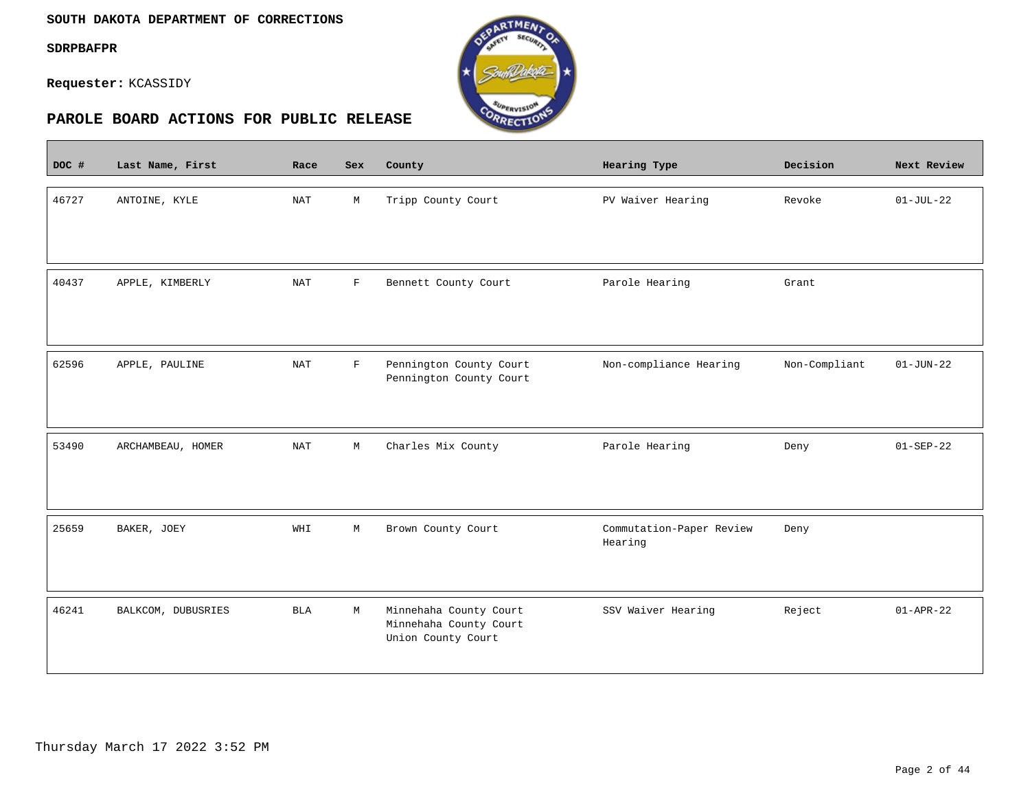**SOUTH DAKOTA DEPARTMENT OF CORRECTIONS**

**SDRPBAFPR**

**Requester:** KCASSIDY

## PAROLE BOARD ACTIONS FOR PUBLIC RELEASE

| DOC # | Last Name, First | Race | Sex | County | Hearing Type | Decision | Next Review |
|---|---|---|---|---|---|---|---|
| 46727 | ANTOINE, KYLE | NAT | M | Tripp County Court | PV Waiver Hearing | Revoke | 01-JUL-22 |
| 40437 | APPLE, KIMBERLY | NAT | F | Bennett County Court | Parole Hearing | Grant | |
| 62596 | APPLE, PAULINE | NAT | F | Pennington County Court<br>Pennington County Court | Non-compliance Hearing | Non-Compliant | 01-JUN-22 |
| 53490 | ARCHAMBEAU, HOMER | NAT | M | Charles Mix County | Parole Hearing | Deny | 01-SEP-22 |
| 25659 | BAKER, JOEY | WHI | M | Brown County Court | Commutation-Paper Review Hearing | Deny | |
| 46241 | BALKCOM, DUBUSRIES | BLA | M | Minnehaha County Court<br>Minnehaha County Court<br>Union County Court | SSV Waiver Hearing | Reject | 01-APR-22 |

Thursday March 17 2022 3:52 PM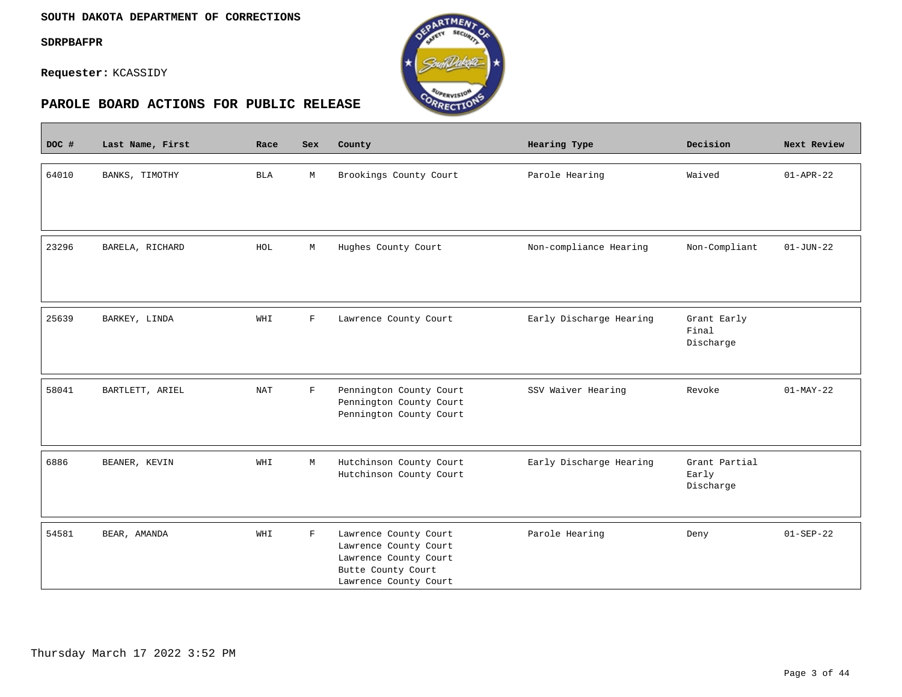**SOUTH DAKOTA DEPARTMENT OF CORRECTIONS**

**SDRPBAFPR**

**Requester:** KCASSIDY

## PAROLE BOARD ACTIONS FOR PUBLIC RELEASE

| DOC # | Last Name, First | Race | Sex | County | Hearing Type | Decision | Next Review |
|---|---|---|---|---|---|---|---|
| 64010 | BANKS, TIMOTHY | BLA | M | Brookings County Court | Parole Hearing | Waived | 01-APR-22 |
| 23296 | BARELA, RICHARD | HOL | M | Hughes County Court | Non-compliance Hearing | Non-Compliant | 01-JUN-22 |
| 25639 | BARKEY, LINDA | WHI | F | Lawrence County Court | Early Discharge Hearing | Grant Early Final Discharge | |
| 58041 | BARTLETT, ARIEL | NAT | F | Pennington County Court<br>Pennington County Court<br>Pennington County Court | SSV Waiver Hearing | Revoke | 01-MAY-22 |
| 6886 | BEANER, KEVIN | WHI | M | Hutchinson County Court<br>Hutchinson County Court | Early Discharge Hearing | Grant Partial Early Discharge | |
| 54581 | BEAR, AMANDA | WHI | F | Lawrence County Court<br>Lawrence County Court<br>Lawrence County Court<br>Butte County Court<br>Lawrence County Court | Parole Hearing | Deny | 01-SEP-22 |

Thursday March 17 2022 3:52 PM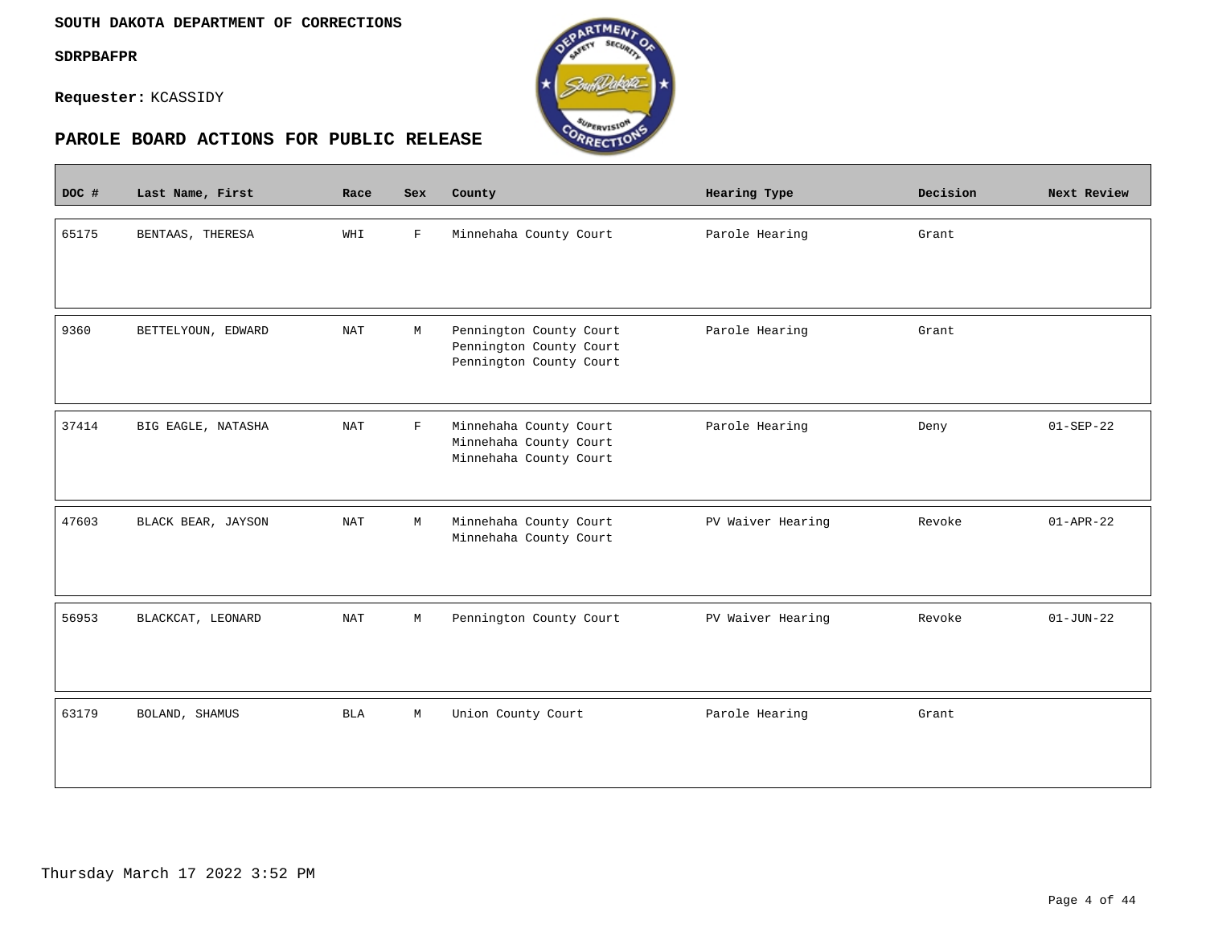**SOUTH DAKOTA DEPARTMENT OF CORRECTIONS**

**SDRPBAFPR**

**Requester:** KCASSIDY

## PAROLE BOARD ACTIONS FOR PUBLIC RELEASE

| DOC # | Last Name, First | Race | Sex | County | Hearing Type | Decision | Next Review |
|---|---|---|---|---|---|---|---|
| 65175 | BENTAAS, THERESA | WHI | F | Minnehaha County Court | Parole Hearing | Grant | |
| 9360 | BETTELYOUN, EDWARD | NAT | M | Pennington County Court<br>Pennington County Court<br>Pennington County Court | Parole Hearing | Grant | |
| 37414 | BIG EAGLE, NATASHA | NAT | F | Minnehaha County Court<br>Minnehaha County Court<br>Minnehaha County Court | Parole Hearing | Deny | 01-SEP-22 |
| 47603 | BLACK BEAR, JAYSON | NAT | M | Minnehaha County Court<br>Minnehaha County Court | PV Waiver Hearing | Revoke | 01-APR-22 |
| 56953 | BLACKCAT, LEONARD | NAT | M | Pennington County Court | PV Waiver Hearing | Revoke | 01-JUN-22 |
| 63179 | BOLAND, SHAMUS | BLA | M | Union County Court | Parole Hearing | Grant | |

Thursday March 17 2022 3:52 PM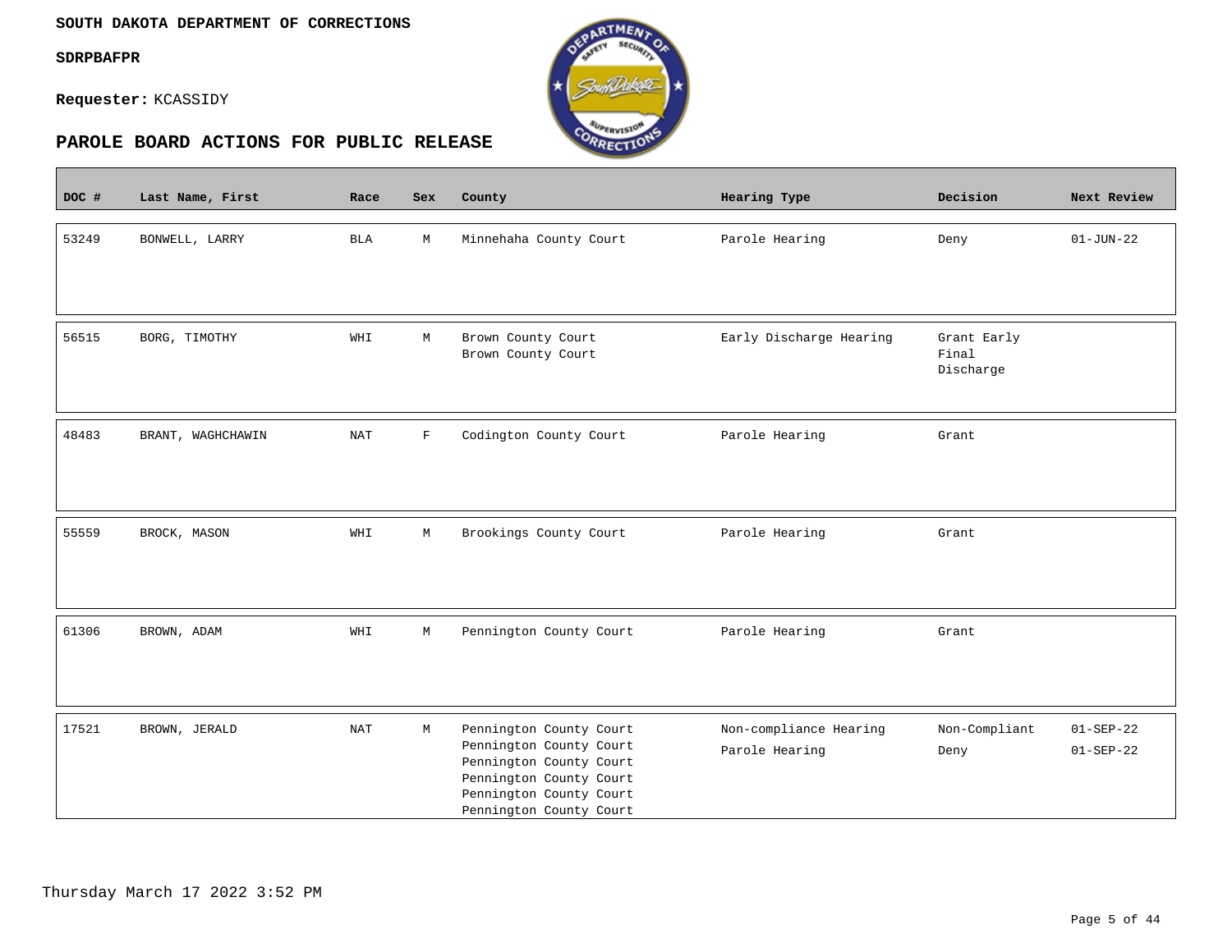**SOUTH DAKOTA DEPARTMENT OF CORRECTIONS**

**SDRPBAFPR**

**Requester:** KCASSIDY

## PAROLE BOARD ACTIONS FOR PUBLIC RELEASE

| DOC # | Last Name, First | Race | Sex | County | Hearing Type | Decision | Next Review |
|---|---|---|---|---|---|---|---|
| 53249 | BONWELL, LARRY | BLA | M | Minnehaha County Court | Parole Hearing | Deny | 01-JUN-22 |
| 56515 | BORG, TIMOTHY | WHI | M | Brown County Court<br>Brown County Court | Early Discharge Hearing | Grant Early Final Discharge | |
| 48483 | BRANT, WAGHCHAWIN | NAT | F | Codington County Court | Parole Hearing | Grant | |
| 55559 | BROCK, MASON | WHI | M | Brookings County Court | Parole Hearing | Grant | |
| 61306 | BROWN, ADAM | WHI | M | Pennington County Court | Parole Hearing | Grant | |
| 17521 | BROWN, JERALD | NAT | M | Pennington County Court<br>Pennington County Court<br>Pennington County Court<br>Pennington County Court<br>Pennington County Court<br>Pennington County Court | Non-compliance Hearing<br>Parole Hearing | Non-Compliant<br>Deny | 01-SEP-22<br>01-SEP-22 |

Thursday March 17 2022 3:52 PM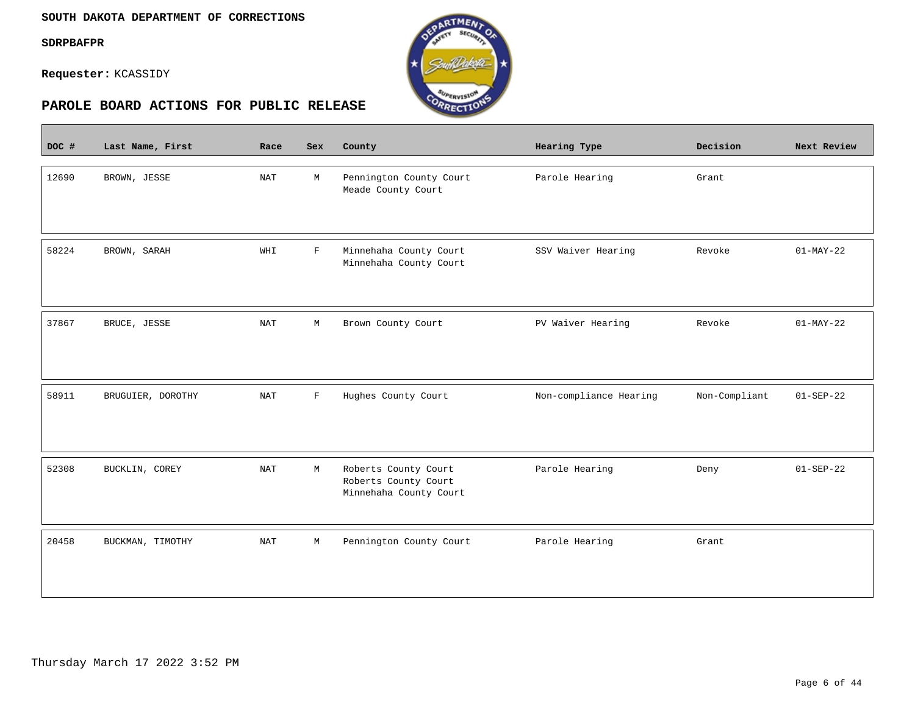**SOUTH DAKOTA DEPARTMENT OF CORRECTIONS**

**SDRPBAFPR**

**Requester:** KCASSIDY

## PAROLE BOARD ACTIONS FOR PUBLIC RELEASE

| DOC # | Last Name, First | Race | Sex | County | Hearing Type | Decision | Next Review |
|---|---|---|---|---|---|---|---|
| 12690 | BROWN, JESSE | NAT | M | Pennington County Court<br>Meade County Court | Parole Hearing | Grant | |
| 58224 | BROWN, SARAH | WHI | F | Minnehaha County Court<br>Minnehaha County Court | SSV Waiver Hearing | Revoke | 01-MAY-22 |
| 37867 | BRUCE, JESSE | NAT | M | Brown County Court | PV Waiver Hearing | Revoke | 01-MAY-22 |
| 58911 | BRUGUIER, DOROTHY | NAT | F | Hughes County Court | Non-compliance Hearing | Non-Compliant | 01-SEP-22 |
| 52308 | BUCKLIN, COREY | NAT | M | Roberts County Court<br>Roberts County Court<br>Minnehaha County Court | Parole Hearing | Deny | 01-SEP-22 |
| 20458 | BUCKMAN, TIMOTHY | NAT | M | Pennington County Court | Parole Hearing | Grant | |

Thursday March 17 2022 3:52 PM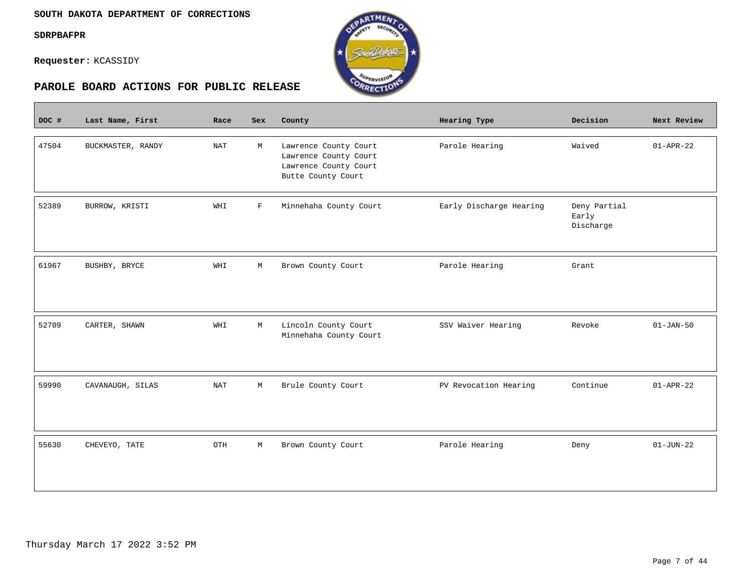**SOUTH DAKOTA DEPARTMENT OF CORRECTIONS**

**SDRPBAFPR**

**Requester:** KCASSIDY

## PAROLE BOARD ACTIONS FOR PUBLIC RELEASE

| DOC # | Last Name, First | Race | Sex | County | Hearing Type | Decision | Next Review |
|---|---|---|---|---|---|---|---|
| 47504 | BUCKMASTER, RANDY | NAT | M | Lawrence County Court<br>Lawrence County Court<br>Lawrence County Court<br>Butte County Court | Parole Hearing | Waived | 01-APR-22 |
| 52389 | BURROW, KRISTI | WHI | F | Minnehaha County Court | Early Discharge Hearing | Deny Partial Early Discharge | |
| 61967 | BUSHBY, BRYCE | WHI | M | Brown County Court | Parole Hearing | Grant | |
| 52709 | CARTER, SHAWN | WHI | M | Lincoln County Court<br>Minnehaha County Court | SSV Waiver Hearing | Revoke | 01-JAN-50 |
| 59990 | CAVANAUGH, SILAS | NAT | M | Brule County Court | PV Revocation Hearing | Continue | 01-APR-22 |
| 55630 | CHEVEYO, TATE | OTH | M | Brown County Court | Parole Hearing | Deny | 01-JUN-22 |

Thursday March 17 2022 3:52 PM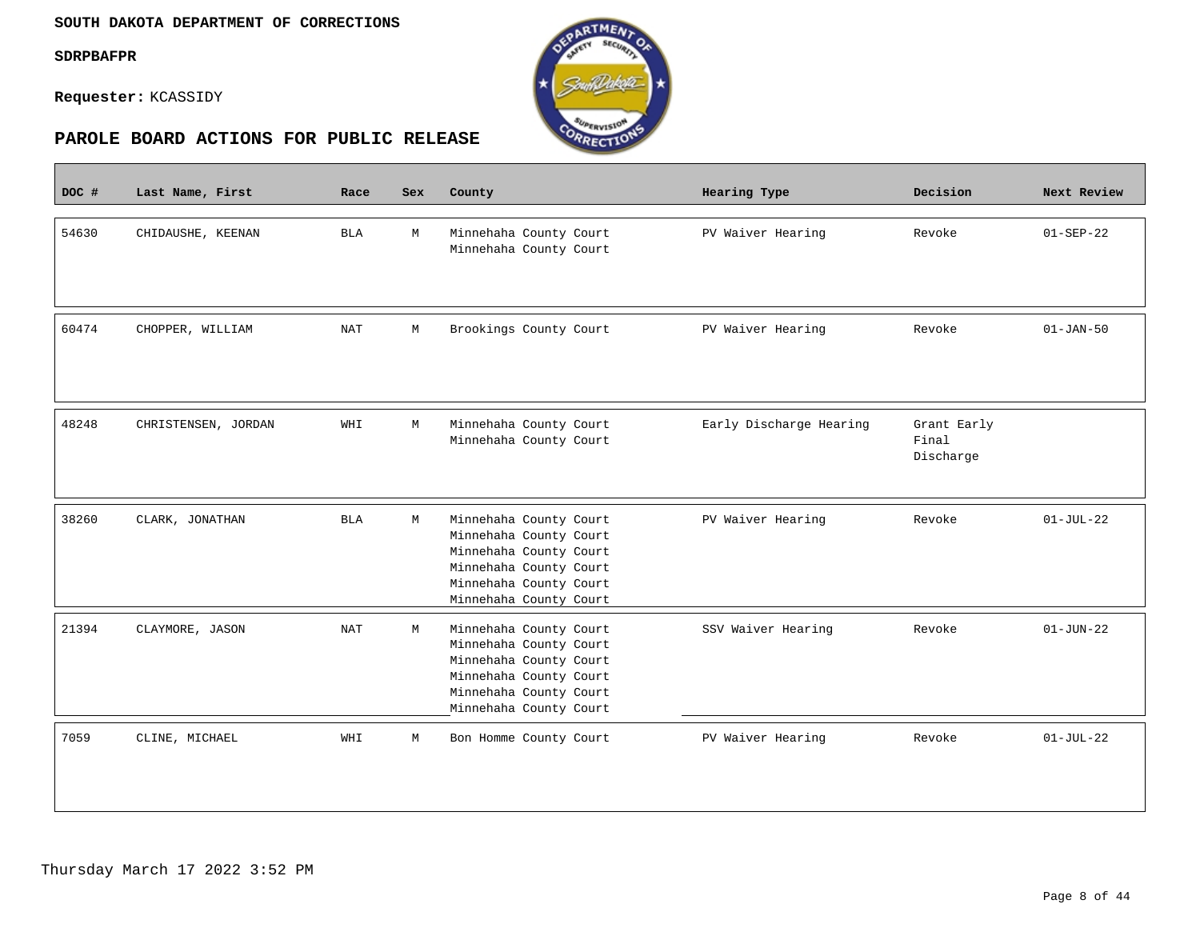**SOUTH DAKOTA DEPARTMENT OF CORRECTIONS**

**SDRPBAFPR**

**Requester:** KCASSIDY

## PAROLE BOARD ACTIONS FOR PUBLIC RELEASE

| DOC # | Last Name, First | Race | Sex | County | Hearing Type | Decision | Next Review |
|---|---|---|---|---|---|---|---|
| 54630 | CHIDAUSHE, KEENAN | BLA | M | Minnehaha County Court<br>Minnehaha County Court | PV Waiver Hearing | Revoke | 01-SEP-22 |
| 60474 | CHOPPER, WILLIAM | NAT | M | Brookings County Court | PV Waiver Hearing | Revoke | 01-JAN-50 |
| 48248 | CHRISTENSEN, JORDAN | WHI | M | Minnehaha County Court<br>Minnehaha County Court | Early Discharge Hearing | Grant Early Final Discharge | |
| 38260 | CLARK, JONATHAN | BLA | M | Minnehaha County Court<br>Minnehaha County Court<br>Minnehaha County Court<br>Minnehaha County Court<br>Minnehaha County Court<br>Minnehaha County Court | PV Waiver Hearing | Revoke | 01-JUL-22 |
| 21394 | CLAYMORE, JASON | NAT | M | Minnehaha County Court<br>Minnehaha County Court<br>Minnehaha County Court<br>Minnehaha County Court<br>Minnehaha County Court<br>Minnehaha County Court | SSV Waiver Hearing | Revoke | 01-JUN-22 |
| 7059 | CLINE, MICHAEL | WHI | M | Bon Homme County Court | PV Waiver Hearing | Revoke | 01-JUL-22 |

Thursday March 17 2022 3:52 PM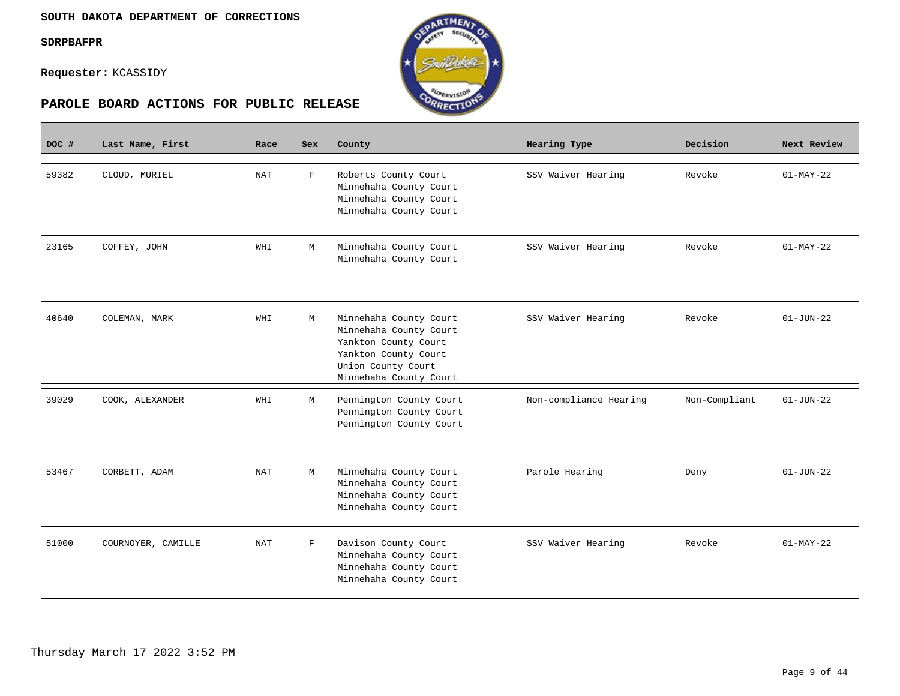**SOUTH DAKOTA DEPARTMENT OF CORRECTIONS**

**SDRPBAFPR**

**Requester:** KCASSIDY

## PAROLE BOARD ACTIONS FOR PUBLIC RELEASE

| DOC # | Last Name, First | Race | Sex | County | Hearing Type | Decision | Next Review |
|---|---|---|---|---|---|---|---|
| 59382 | CLOUD, MURIEL | NAT | F | Roberts County Court<br>Minnehaha County Court<br>Minnehaha County Court<br>Minnehaha County Court | SSV Waiver Hearing | Revoke | 01-MAY-22 |
| 23165 | COFFEY, JOHN | WHI | M | Minnehaha County Court<br>Minnehaha County Court | SSV Waiver Hearing | Revoke | 01-MAY-22 |
| 40640 | COLEMAN, MARK | WHI | M | Minnehaha County Court<br>Minnehaha County Court<br>Yankton County Court<br>Yankton County Court<br>Union County Court<br>Minnehaha County Court | SSV Waiver Hearing | Revoke | 01-JUN-22 |
| 39029 | COOK, ALEXANDER | WHI | M | Pennington County Court<br>Pennington County Court<br>Pennington County Court | Non-compliance Hearing | Non-Compliant | 01-JUN-22 |
| 53467 | CORBETT, ADAM | NAT | M | Minnehaha County Court<br>Minnehaha County Court<br>Minnehaha County Court<br>Minnehaha County Court | Parole Hearing | Deny | 01-JUN-22 |
| 51000 | COURNOYER, CAMILLE | NAT | F | Davison County Court<br>Minnehaha County Court<br>Minnehaha County Court<br>Minnehaha County Court | SSV Waiver Hearing | Revoke | 01-MAY-22 |

Thursday March 17 2022 3:52 PM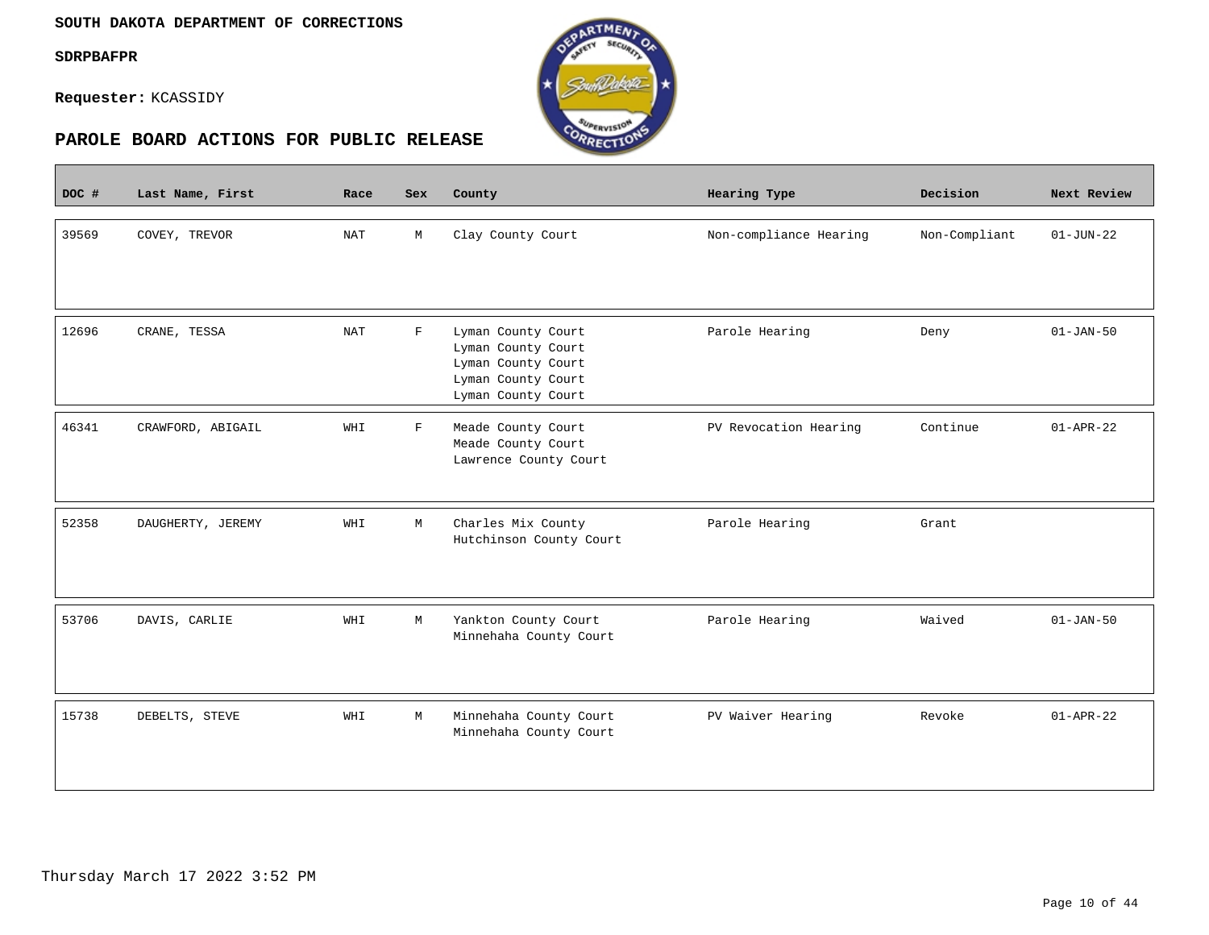**SOUTH DAKOTA DEPARTMENT OF CORRECTIONS**

**SDRPBAFPR**

**Requester:** KCASSIDY

## PAROLE BOARD ACTIONS FOR PUBLIC RELEASE

| DOC # | Last Name, First | Race | Sex | County | Hearing Type | Decision | Next Review |
|---|---|---|---|---|---|---|---|
| 39569 | COVEY, TREVOR | NAT | M | Clay County Court | Non-compliance Hearing | Non-Compliant | 01-JUN-22 |
| 12696 | CRANE, TESSA | NAT | F | Lyman County Court<br>Lyman County Court<br>Lyman County Court<br>Lyman County Court<br>Lyman County Court | Parole Hearing | Deny | 01-JAN-50 |
| 46341 | CRAWFORD, ABIGAIL | WHI | F | Meade County Court<br>Meade County Court<br>Lawrence County Court | PV Revocation Hearing | Continue | 01-APR-22 |
| 52358 | DAUGHERTY, JEREMY | WHI | M | Charles Mix County<br>Hutchinson County Court | Parole Hearing | Grant | |
| 53706 | DAVIS, CARLIE | WHI | M | Yankton County Court<br>Minnehaha County Court | Parole Hearing | Waived | 01-JAN-50 |
| 15738 | DEBELTS, STEVE | WHI | M | Minnehaha County Court<br>Minnehaha County Court | PV Waiver Hearing | Revoke | 01-APR-22 |

Thursday March 17 2022 3:52 PM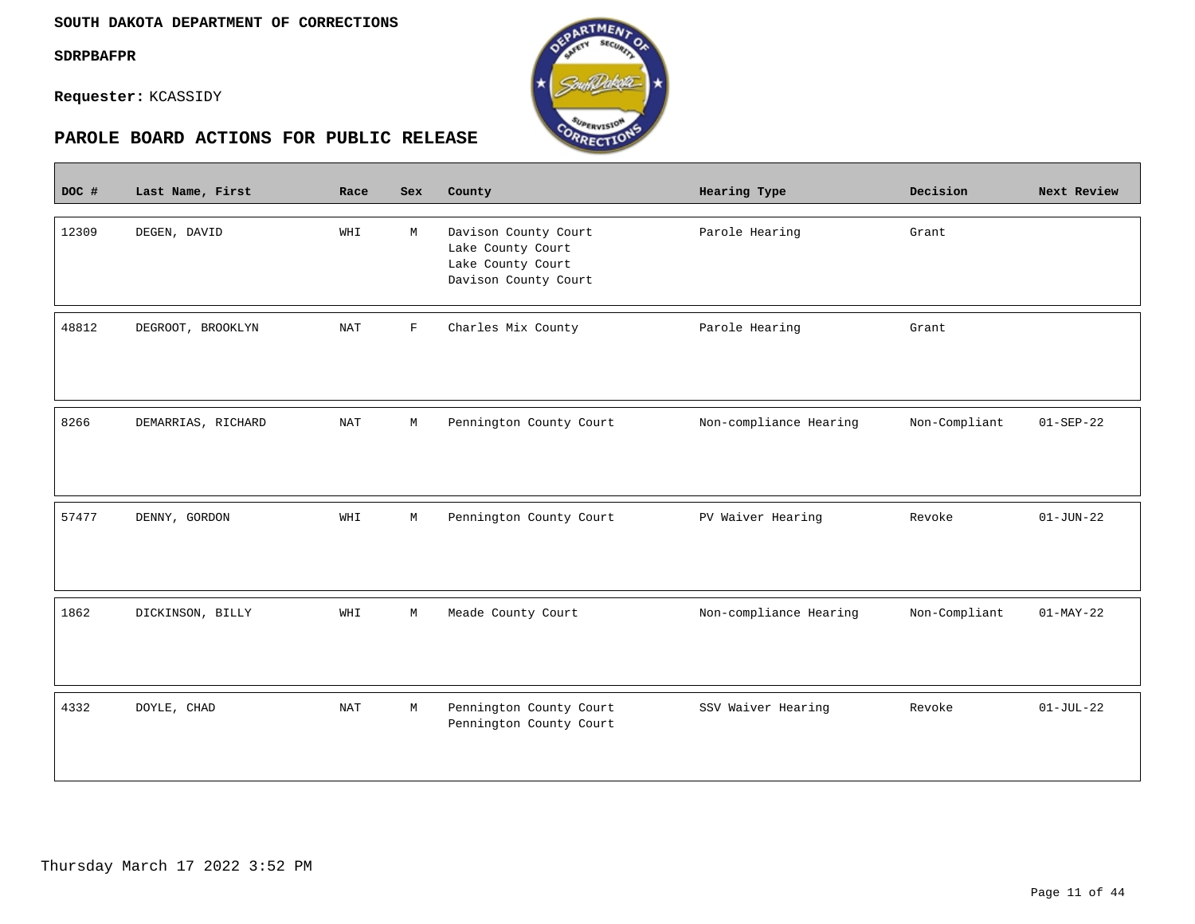**SOUTH DAKOTA DEPARTMENT OF CORRECTIONS**

**SDRPBAFPR**

**Requester:** KCASSIDY

## PAROLE BOARD ACTIONS FOR PUBLIC RELEASE

| DOC # | Last Name, First | Race | Sex | County | Hearing Type | Decision | Next Review |
|---|---|---|---|---|---|---|---|
| 12309 | DEGEN, DAVID | WHI | M | Davison County Court<br>Lake County Court<br>Lake County Court<br>Davison County Court | Parole Hearing | Grant | |
| 48812 | DEGROOT, BROOKLYN | NAT | F | Charles Mix County | Parole Hearing | Grant | |
| 8266 | DEMARRIAS, RICHARD | NAT | M | Pennington County Court | Non-compliance Hearing | Non-Compliant | 01-SEP-22 |
| 57477 | DENNY, GORDON | WHI | M | Pennington County Court | PV Waiver Hearing | Revoke | 01-JUN-22 |
| 1862 | DICKINSON, BILLY | WHI | M | Meade County Court | Non-compliance Hearing | Non-Compliant | 01-MAY-22 |
| 4332 | DOYLE, CHAD | NAT | M | Pennington County Court<br>Pennington County Court | SSV Waiver Hearing | Revoke | 01-JUL-22 |

Thursday March 17 2022 3:52 PM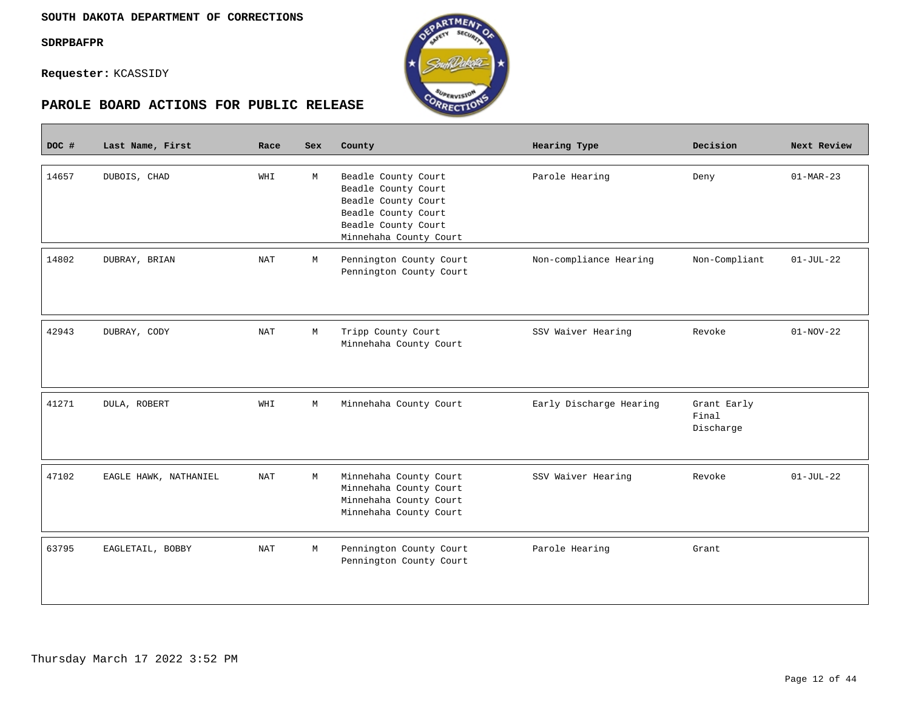SOUTH DAKOTA DEPARTMENT OF CORRECTIONS

SDRPBAFPR

**Requester:** KCASSIDY

## PAROLE BOARD ACTIONS FOR PUBLIC RELEASE

| DOC # | Last Name, First | Race | Sex | County | Hearing Type | Decision | Next Review |
|---|---|---|---|---|---|---|---|
| 14657 | DUBOIS, CHAD | WHI | M | Beadle County Court<br>Beadle County Court<br>Beadle County Court<br>Beadle County Court<br>Beadle County Court<br>Minnehaha County Court | Parole Hearing | Deny | 01-MAR-23 |
| 14802 | DUBRAY, BRIAN | NAT | M | Pennington County Court<br>Pennington County Court | Non-compliance Hearing | Non-Compliant | 01-JUL-22 |
| 42943 | DUBRAY, CODY | NAT | M | Tripp County Court<br>Minnehaha County Court | SSV Waiver Hearing | Revoke | 01-NOV-22 |
| 41271 | DULA, ROBERT | WHI | M | Minnehaha County Court | Early Discharge Hearing | Grant Early Final Discharge | |
| 47102 | EAGLE HAWK, NATHANIEL | NAT | M | Minnehaha County Court<br>Minnehaha County Court<br>Minnehaha County Court<br>Minnehaha County Court | SSV Waiver Hearing | Revoke | 01-JUL-22 |
| 63795 | EAGLETAIL, BOBBY | NAT | M | Pennington County Court<br>Pennington County Court | Parole Hearing | Grant | |

Thursday March 17 2022 3:52 PM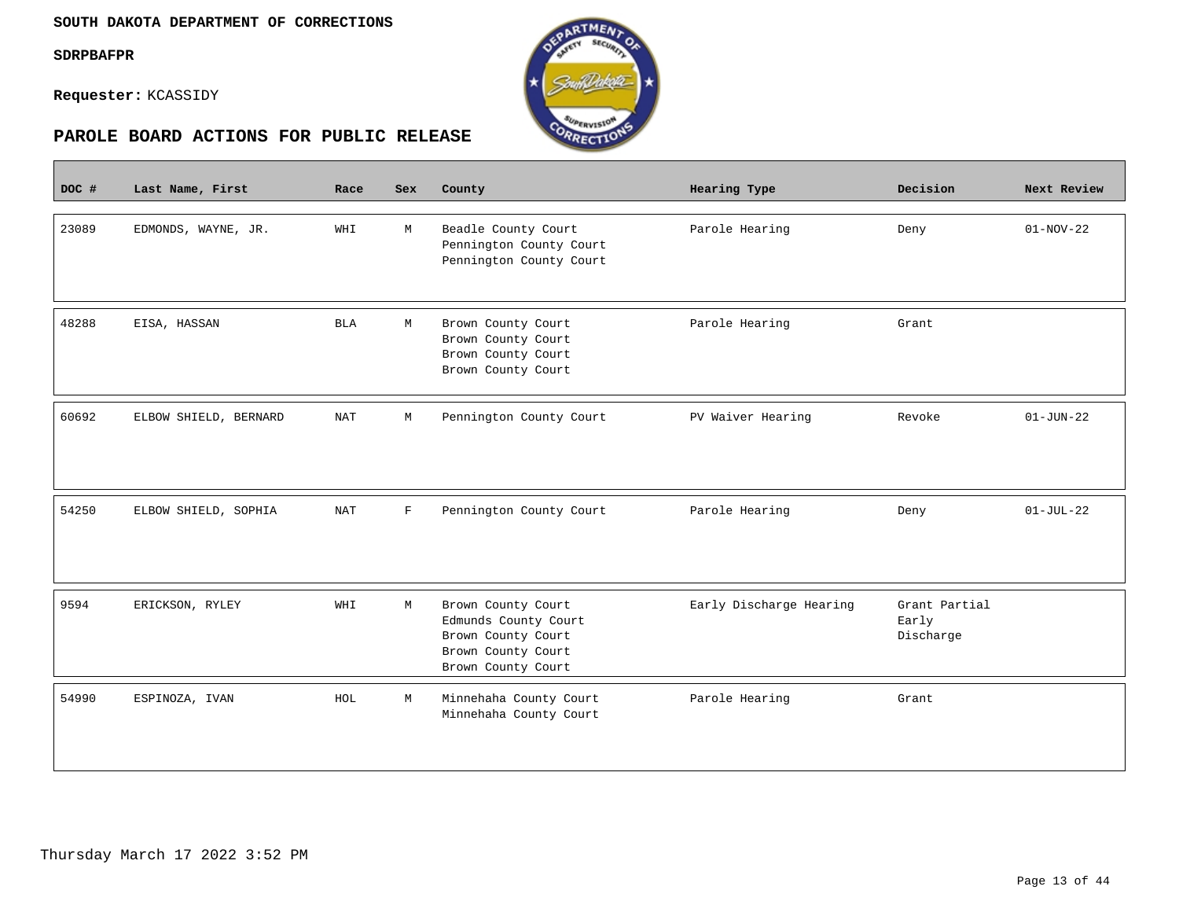**SOUTH DAKOTA DEPARTMENT OF CORRECTIONS**

**SDRPBAFPR**

**Requester:** KCASSIDY

## PAROLE BOARD ACTIONS FOR PUBLIC RELEASE

| DOC # | Last Name, First | Race | Sex | County | Hearing Type | Decision | Next Review |
|---|---|---|---|---|---|---|---|
| 23089 | EDMONDS, WAYNE, JR. | WHI | M | Beadle County Court<br>Pennington County Court<br>Pennington County Court | Parole Hearing | Deny | 01-NOV-22 |
| 48288 | EISA, HASSAN | BLA | M | Brown County Court<br>Brown County Court<br>Brown County Court<br>Brown County Court | Parole Hearing | Grant | |
| 60692 | ELBOW SHIELD, BERNARD | NAT | M | Pennington County Court | PV Waiver Hearing | Revoke | 01-JUN-22 |
| 54250 | ELBOW SHIELD, SOPHIA | NAT | F | Pennington County Court | Parole Hearing | Deny | 01-JUL-22 |
| 9594 | ERICKSON, RYLEY | WHI | M | Brown County Court<br>Edmunds County Court<br>Brown County Court<br>Brown County Court<br>Brown County Court | Early Discharge Hearing | Grant Partial Early Discharge | |
| 54990 | ESPINOZA, IVAN | HOL | M | Minnehaha County Court<br>Minnehaha County Court | Parole Hearing | Grant | |

Thursday March 17 2022 3:52 PM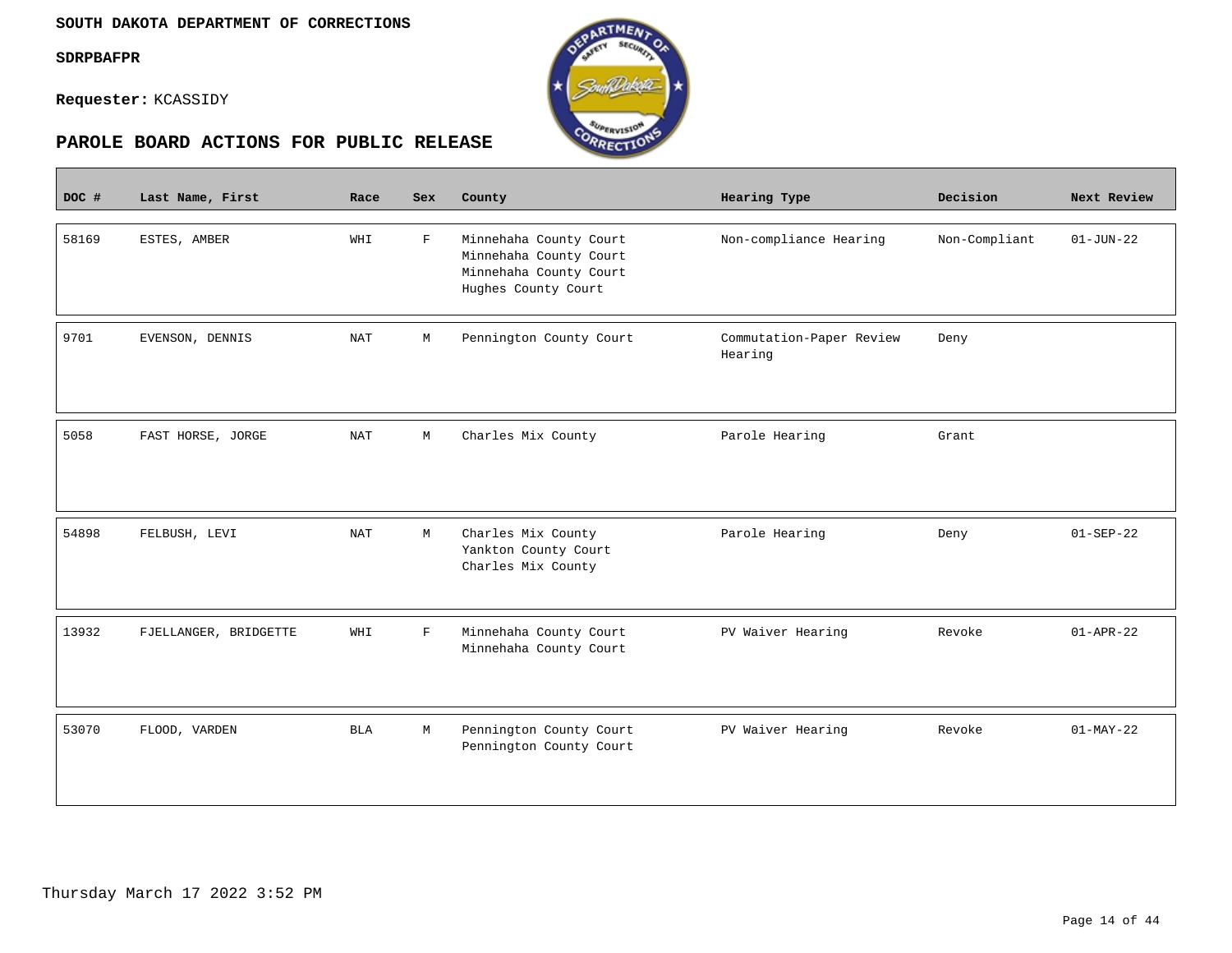**SOUTH DAKOTA DEPARTMENT OF CORRECTIONS**

**SDRPBAFPR**

**Requester:** KCASSIDY

## PAROLE BOARD ACTIONS FOR PUBLIC RELEASE

| DOC # | Last Name, First | Race | Sex | County | Hearing Type | Decision | Next Review |
|---|---|---|---|---|---|---|---|
| 58169 | ESTES, AMBER | WHI | F | Minnehaha County Court<br>Minnehaha County Court<br>Minnehaha County Court<br>Hughes County Court | Non-compliance Hearing | Non-Compliant | 01-JUN-22 |
| 9701 | EVENSON, DENNIS | NAT | M | Pennington County Court | Commutation-Paper Review Hearing | Deny | |
| 5058 | FAST HORSE, JORGE | NAT | M | Charles Mix County | Parole Hearing | Grant | |
| 54898 | FELBUSH, LEVI | NAT | M | Charles Mix County<br>Yankton County Court<br>Charles Mix County | Parole Hearing | Deny | 01-SEP-22 |
| 13932 | FJELLANGER, BRIDGETTE | WHI | F | Minnehaha County Court<br>Minnehaha County Court | PV Waiver Hearing | Revoke | 01-APR-22 |
| 53070 | FLOOD, VARDEN | BLA | M | Pennington County Court<br>Pennington County Court | PV Waiver Hearing | Revoke | 01-MAY-22 |

Thursday March 17 2022 3:52 PM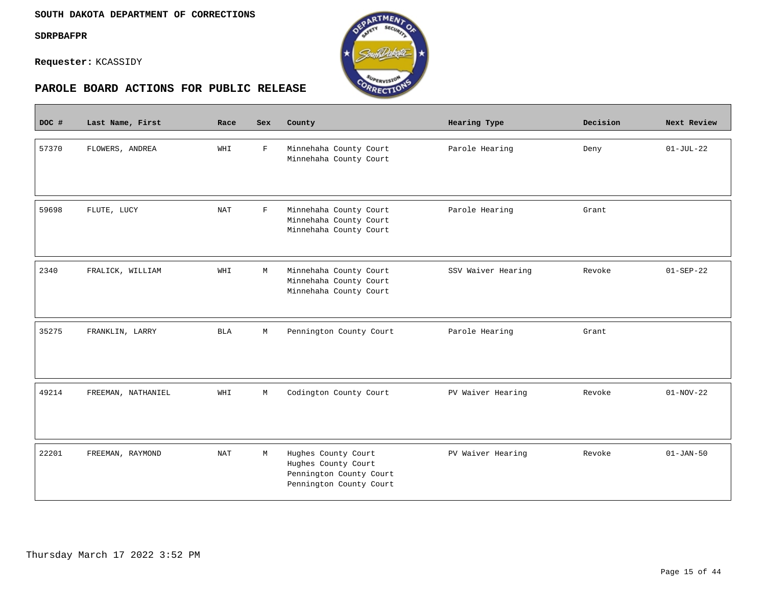SOUTH DAKOTA DEPARTMENT OF CORRECTIONS

SDRPBAFPR

**Requester:** KCASSIDY

## PAROLE BOARD ACTIONS FOR PUBLIC RELEASE

| DOC # | Last Name, First | Race | Sex | County | Hearing Type | Decision | Next Review |
|---|---|---|---|---|---|---|---|
| 57370 | FLOWERS, ANDREA | WHI | F | Minnehaha County Court<br>Minnehaha County Court | Parole Hearing | Deny | 01-JUL-22 |
| 59698 | FLUTE, LUCY | NAT | F | Minnehaha County Court<br>Minnehaha County Court<br>Minnehaha County Court | Parole Hearing | Grant | |
| 2340 | FRALICK, WILLIAM | WHI | M | Minnehaha County Court<br>Minnehaha County Court<br>Minnehaha County Court | SSV Waiver Hearing | Revoke | 01-SEP-22 |
| 35275 | FRANKLIN, LARRY | BLA | M | Pennington County Court | Parole Hearing | Grant | |
| 49214 | FREEMAN, NATHANIEL | WHI | M | Codington County Court | PV Waiver Hearing | Revoke | 01-NOV-22 |
| 22201 | FREEMAN, RAYMOND | NAT | M | Hughes County Court<br>Hughes County Court<br>Pennington County Court<br>Pennington County Court | PV Waiver Hearing | Revoke | 01-JAN-50 |

Thursday March 17 2022 3:52 PM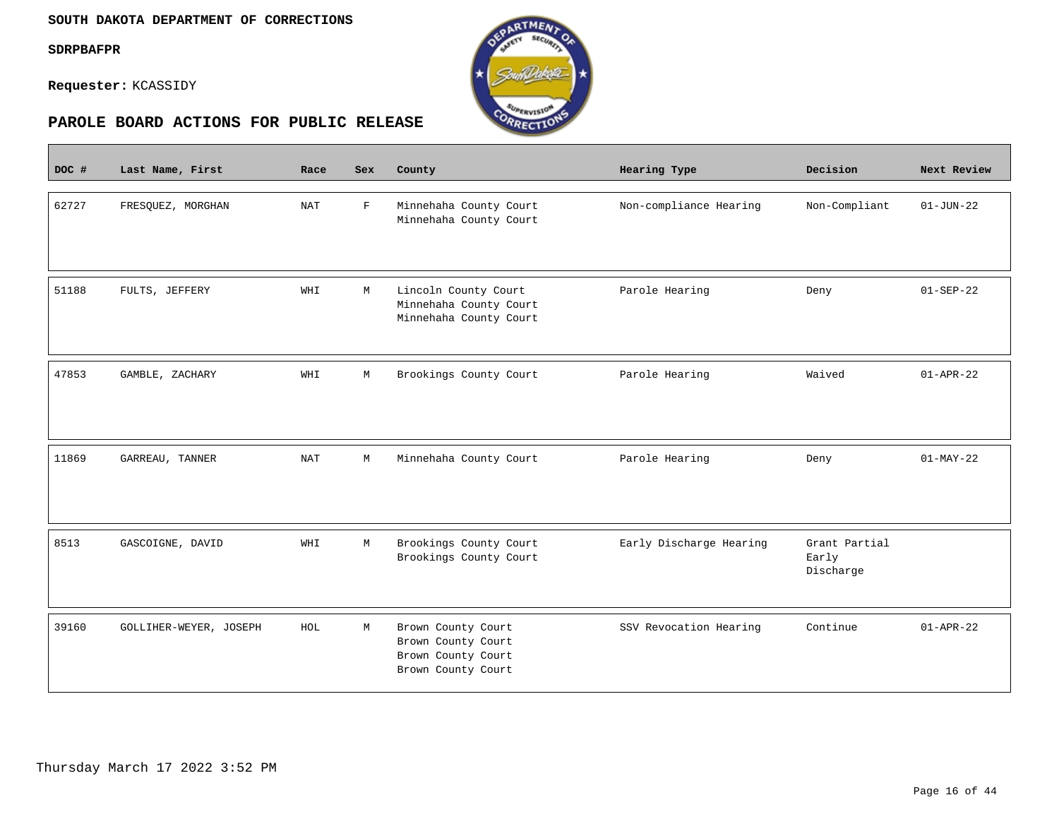**SOUTH DAKOTA DEPARTMENT OF CORRECTIONS**

**SDRPBAFPR**

**Requester:** KCASSIDY

## PAROLE BOARD ACTIONS FOR PUBLIC RELEASE

| DOC # | Last Name, First | Race | Sex | County | Hearing Type | Decision | Next Review |
|---|---|---|---|---|---|---|---|
| 62727 | FRESQUEZ, MORGHAN | NAT | F | Minnehaha County Court<br>Minnehaha County Court | Non-compliance Hearing | Non-Compliant | 01-JUN-22 |
| 51188 | FULTS, JEFFERY | WHI | M | Lincoln County Court<br>Minnehaha County Court<br>Minnehaha County Court | Parole Hearing | Deny | 01-SEP-22 |
| 47853 | GAMBLE, ZACHARY | WHI | M | Brookings County Court | Parole Hearing | Waived | 01-APR-22 |
| 11869 | GARREAU, TANNER | NAT | M | Minnehaha County Court | Parole Hearing | Deny | 01-MAY-22 |
| 8513 | GASCOIGNE, DAVID | WHI | M | Brookings County Court<br>Brookings County Court | Early Discharge Hearing | Grant Partial Early Discharge | |
| 39160 | GOLLIHER-WEYER, JOSEPH | HOL | M | Brown County Court<br>Brown County Court<br>Brown County Court<br>Brown County Court | SSV Revocation Hearing | Continue | 01-APR-22 |

Thursday March 17 2022 3:52 PM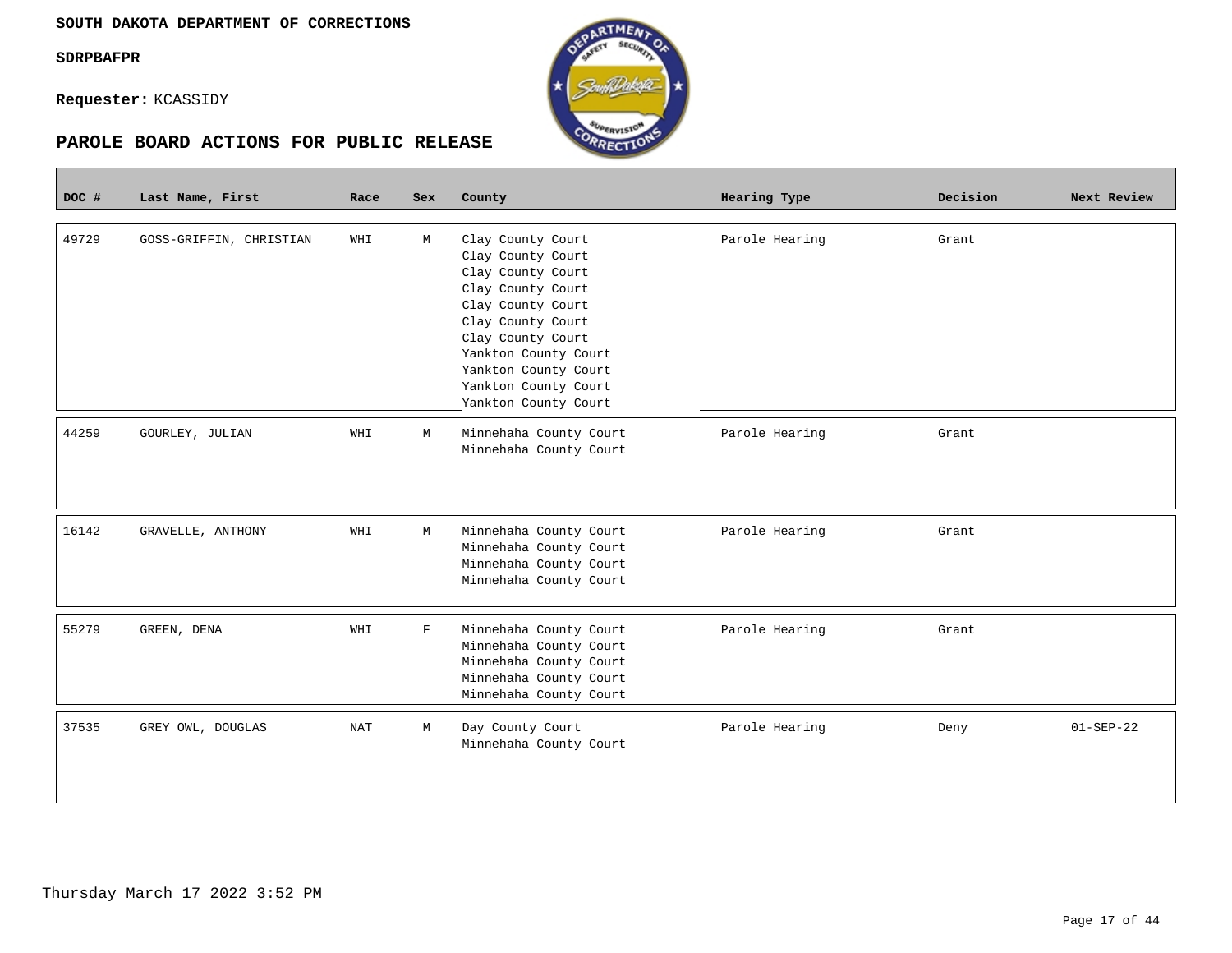**SOUTH DAKOTA DEPARTMENT OF CORRECTIONS**

**SDRPBAFPR**

**Requester:** KCASSIDY

## PAROLE BOARD ACTIONS FOR PUBLIC RELEASE

| DOC # | Last Name, First | Race | Sex | County | Hearing Type | Decision | Next Review |
|---|---|---|---|---|---|---|---|
| 49729 | GOSS-GRIFFIN, CHRISTIAN | WHI | M | Clay County Court<br>Clay County Court<br>Clay County Court<br>Clay County Court<br>Clay County Court<br>Clay County Court<br>Clay County Court<br>Yankton County Court<br>Yankton County Court<br>Yankton County Court<br>Yankton County Court | Parole Hearing | Grant | |
| 44259 | GOURLEY, JULIAN | WHI | M | Minnehaha County Court<br>Minnehaha County Court | Parole Hearing | Grant | |
| 16142 | GRAVELLE, ANTHONY | WHI | M | Minnehaha County Court<br>Minnehaha County Court<br>Minnehaha County Court<br>Minnehaha County Court | Parole Hearing | Grant | |
| 55279 | GREEN, DENA | WHI | F | Minnehaha County Court<br>Minnehaha County Court<br>Minnehaha County Court<br>Minnehaha County Court<br>Minnehaha County Court | Parole Hearing | Grant | |
| 37535 | GREY OWL, DOUGLAS | NAT | M | Day County Court<br>Minnehaha County Court | Parole Hearing | Deny | 01-SEP-22 |

Thursday March 17 2022 3:52 PM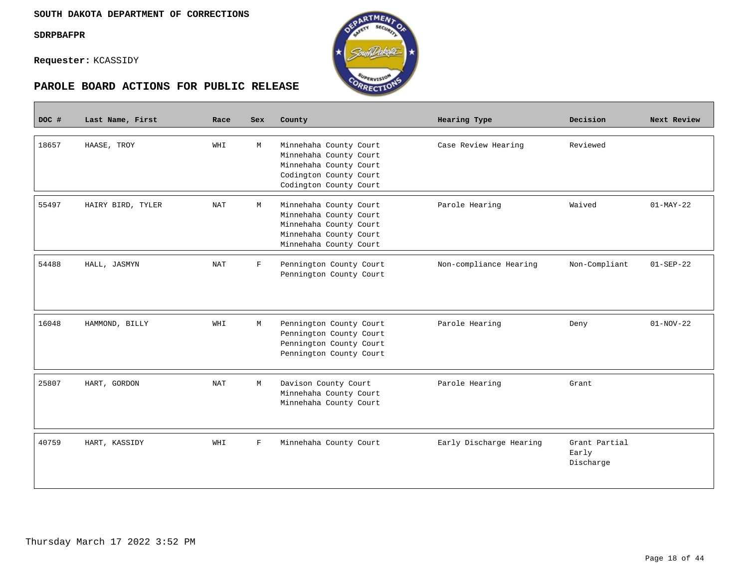**SOUTH DAKOTA DEPARTMENT OF CORRECTIONS**

**SDRPBAFPR**

**Requester:** KCASSIDY

## PAROLE BOARD ACTIONS FOR PUBLIC RELEASE

| DOC # | Last Name, First | Race | Sex | County | Hearing Type | Decision | Next Review |
|---|---|---|---|---|---|---|---|
| 18657 | HAASE, TROY | WHI | M | Minnehaha County Court<br>Minnehaha County Court<br>Minnehaha County Court<br>Codington County Court<br>Codington County Court | Case Review Hearing | Reviewed | |
| 55497 | HAIRY BIRD, TYLER | NAT | M | Minnehaha County Court<br>Minnehaha County Court<br>Minnehaha County Court<br>Minnehaha County Court<br>Minnehaha County Court | Parole Hearing | Waived | 01-MAY-22 |
| 54488 | HALL, JASMYN | NAT | F | Pennington County Court<br>Pennington County Court | Non-compliance Hearing | Non-Compliant | 01-SEP-22 |
| 16048 | HAMMOND, BILLY | WHI | M | Pennington County Court<br>Pennington County Court<br>Pennington County Court<br>Pennington County Court | Parole Hearing | Deny | 01-NOV-22 |
| 25807 | HART, GORDON | NAT | M | Davison County Court<br>Minnehaha County Court<br>Minnehaha County Court | Parole Hearing | Grant | |
| 40759 | HART, KASSIDY | WHI | F | Minnehaha County Court | Early Discharge Hearing | Grant Partial Early Discharge | |

Thursday March 17 2022 3:52 PM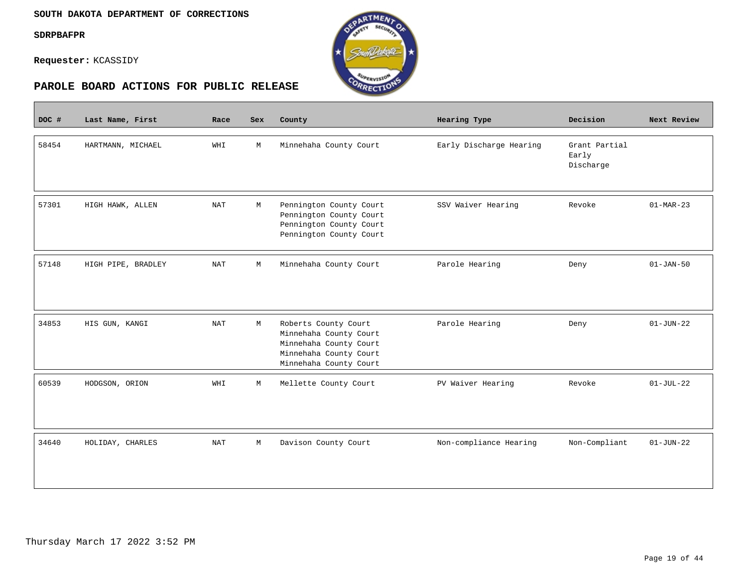**SOUTH DAKOTA DEPARTMENT OF CORRECTIONS**

**SDRPBAFPR**

**Requester:** KCASSIDY

## PAROLE BOARD ACTIONS FOR PUBLIC RELEASE

| DOC # | Last Name, First | Race | Sex | County | Hearing Type | Decision | Next Review |
|---|---|---|---|---|---|---|---|
| 58454 | HARTMANN, MICHAEL | WHI | M | Minnehaha County Court | Early Discharge Hearing | Grant Partial Early Discharge | |
| 57301 | HIGH HAWK, ALLEN | NAT | M | Pennington County Court<br>Pennington County Court<br>Pennington County Court<br>Pennington County Court | SSV Waiver Hearing | Revoke | 01-MAR-23 |
| 57148 | HIGH PIPE, BRADLEY | NAT | M | Minnehaha County Court | Parole Hearing | Deny | 01-JAN-50 |
| 34853 | HIS GUN, KANGI | NAT | M | Roberts County Court<br>Minnehaha County Court<br>Minnehaha County Court<br>Minnehaha County Court<br>Minnehaha County Court | Parole Hearing | Deny | 01-JUN-22 |
| 60539 | HODGSON, ORION | WHI | M | Mellette County Court | PV Waiver Hearing | Revoke | 01-JUL-22 |
| 34640 | HOLIDAY, CHARLES | NAT | M | Davison County Court | Non-compliance Hearing | Non-Compliant | 01-JUN-22 |

Thursday March 17 2022 3:52 PM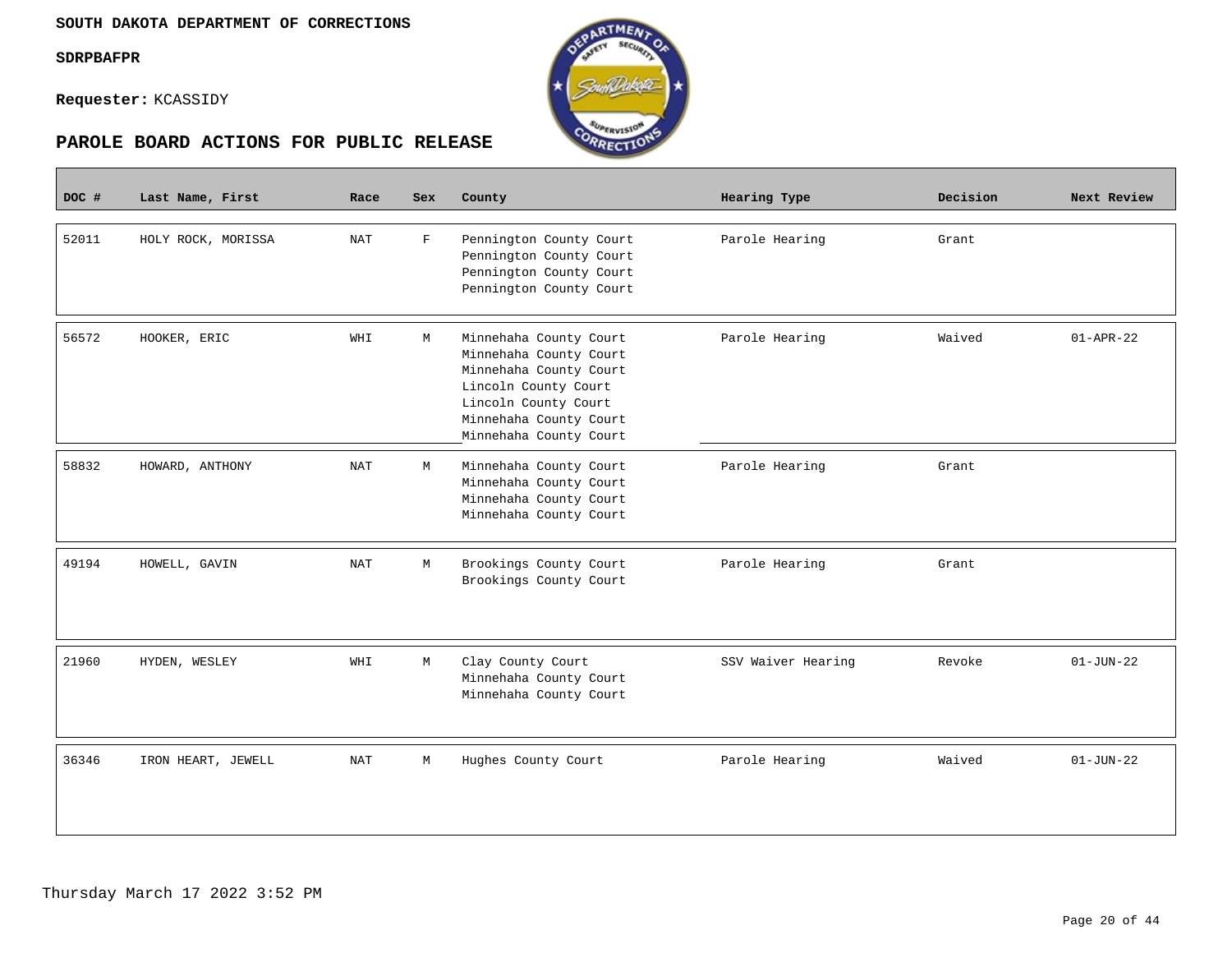**SOUTH DAKOTA DEPARTMENT OF CORRECTIONS**

**SDRPBAFPR**

**Requester:** KCASSIDY

## PAROLE BOARD ACTIONS FOR PUBLIC RELEASE

| DOC # | Last Name, First | Race | Sex | County | Hearing Type | Decision | Next Review |
|---|---|---|---|---|---|---|---|
| 52011 | HOLY ROCK, MORISSA | NAT | F | Pennington County Court<br>Pennington County Court<br>Pennington County Court<br>Pennington County Court | Parole Hearing | Grant | |
| 56572 | HOOKER, ERIC | WHI | M | Minnehaha County Court<br>Minnehaha County Court<br>Minnehaha County Court<br>Lincoln County Court<br>Lincoln County Court<br>Minnehaha County Court<br>Minnehaha County Court | Parole Hearing | Waived | 01-APR-22 |
| 58832 | HOWARD, ANTHONY | NAT | M | Minnehaha County Court<br>Minnehaha County Court<br>Minnehaha County Court<br>Minnehaha County Court | Parole Hearing | Grant | |
| 49194 | HOWELL, GAVIN | NAT | M | Brookings County Court<br>Brookings County Court | Parole Hearing | Grant | |
| 21960 | HYDEN, WESLEY | WHI | M | Clay County Court<br>Minnehaha County Court<br>Minnehaha County Court | SSV Waiver Hearing | Revoke | 01-JUN-22 |
| 36346 | IRON HEART, JEWELL | NAT | M | Hughes County Court | Parole Hearing | Waived | 01-JUN-22 |

Thursday March 17 2022 3:52 PM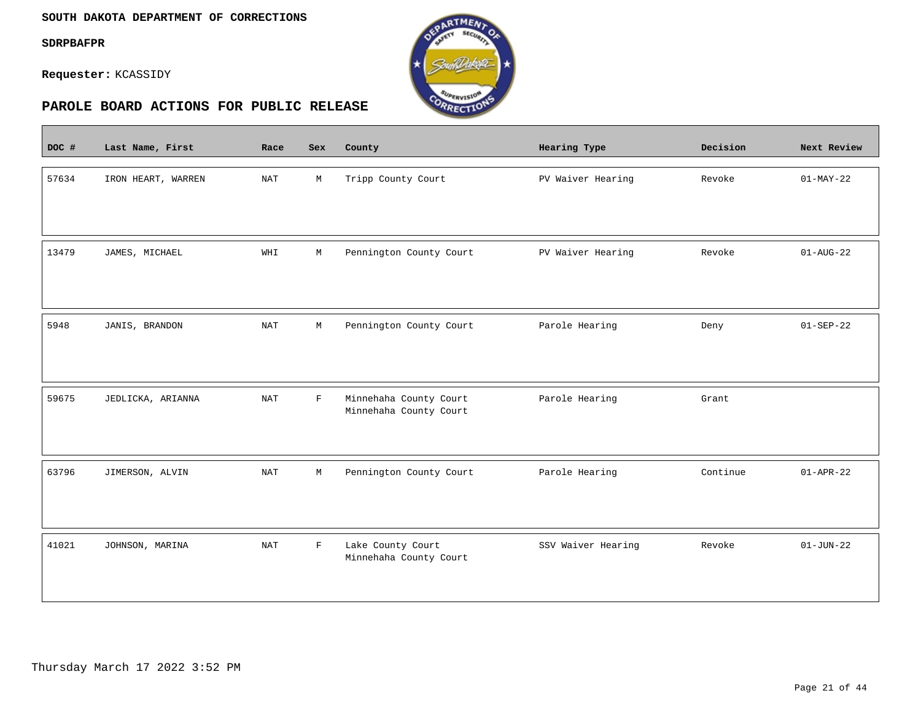**SOUTH DAKOTA DEPARTMENT OF CORRECTIONS**

**SDRPBAFPR**

**Requester:** KCASSIDY

## PAROLE BOARD ACTIONS FOR PUBLIC RELEASE

| DOC # | Last Name, First | Race | Sex | County | Hearing Type | Decision | Next Review |
|---|---|---|---|---|---|---|---|
| 57634 | IRON HEART, WARREN | NAT | M | Tripp County Court | PV Waiver Hearing | Revoke | 01-MAY-22 |
| 13479 | JAMES, MICHAEL | WHI | M | Pennington County Court | PV Waiver Hearing | Revoke | 01-AUG-22 |
| 5948 | JANIS, BRANDON | NAT | M | Pennington County Court | Parole Hearing | Deny | 01-SEP-22 |
| 59675 | JEDLICKA, ARIANNA | NAT | F | Minnehaha County Court<br>Minnehaha County Court | Parole Hearing | Grant | |
| 63796 | JIMERSON, ALVIN | NAT | M | Pennington County Court | Parole Hearing | Continue | 01-APR-22 |
| 41021 | JOHNSON, MARINA | NAT | F | Lake County Court<br>Minnehaha County Court | SSV Waiver Hearing | Revoke | 01-JUN-22 |

Thursday March 17 2022 3:52 PM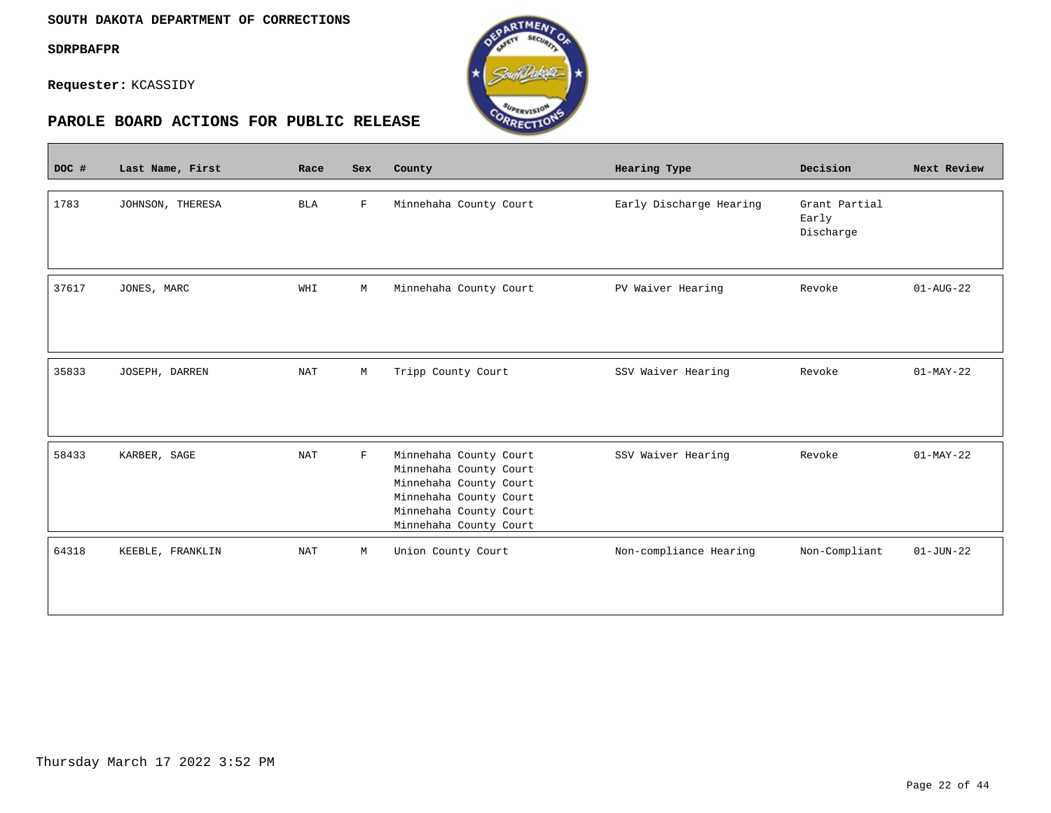**SOUTH DAKOTA DEPARTMENT OF CORRECTIONS**

**SDRPBAFPR**

**Requester:** KCASSIDY

## PAROLE BOARD ACTIONS FOR PUBLIC RELEASE

| DOC # | Last Name, First | Race | Sex | County | Hearing Type | Decision | Next Review |
|---|---|---|---|---|---|---|---|
| 1783 | JOHNSON, THERESA | BLA | F | Minnehaha County Court | Early Discharge Hearing | Grant Partial Early Discharge | |
| 37617 | JONES, MARC | WHI | M | Minnehaha County Court | PV Waiver Hearing | Revoke | 01-AUG-22 |
| 35833 | JOSEPH, DARREN | NAT | M | Tripp County Court | SSV Waiver Hearing | Revoke | 01-MAY-22 |
| 58433 | KARBER, SAGE | NAT | F | Minnehaha County Court<br>Minnehaha County Court<br>Minnehaha County Court<br>Minnehaha County Court<br>Minnehaha County Court<br>Minnehaha County Court | SSV Waiver Hearing | Revoke | 01-MAY-22 |
| 64318 | KEEBLE, FRANKLIN | NAT | M | Union County Court | Non-compliance Hearing | Non-Compliant | 01-JUN-22 |

Thursday March 17 2022 3:52 PM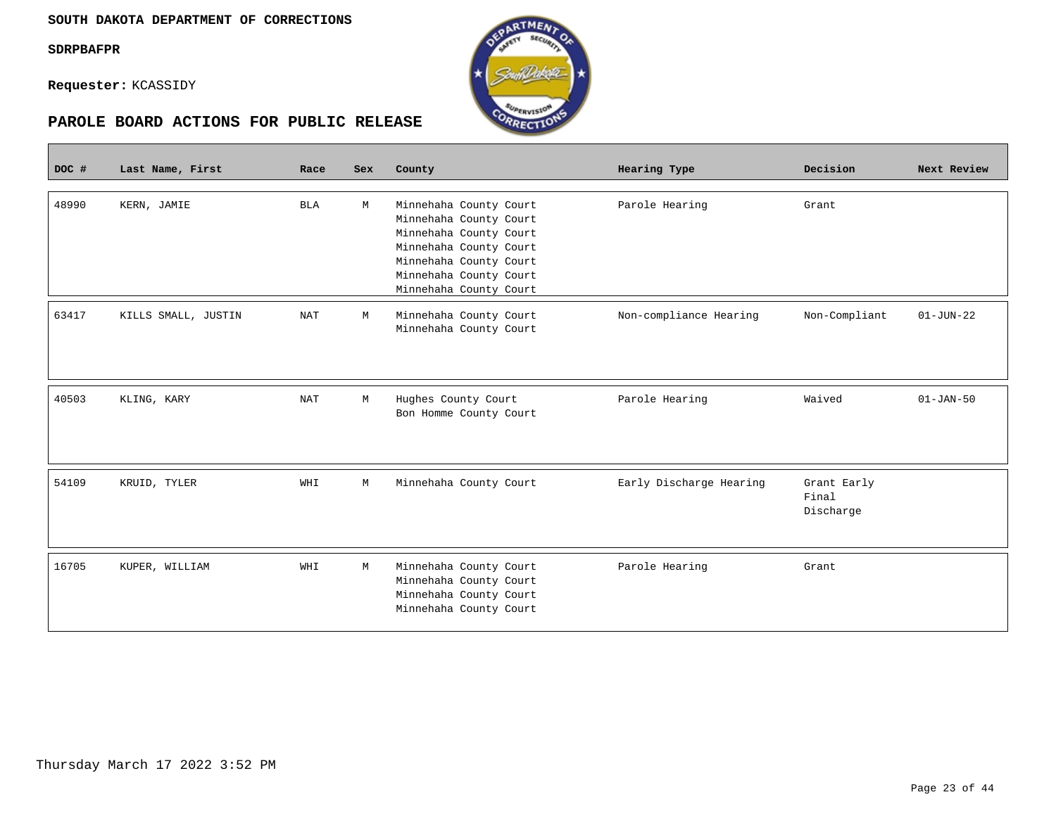**SOUTH DAKOTA DEPARTMENT OF CORRECTIONS**

**SDRPBAFPR**

**Requester:** KCASSIDY

## PAROLE BOARD ACTIONS FOR PUBLIC RELEASE

| DOC # | Last Name, First | Race | Sex | County | Hearing Type | Decision | Next Review |
|---|---|---|---|---|---|---|---|
| 48990 | KERN, JAMIE | BLA | M | Minnehaha County Court<br>Minnehaha County Court<br>Minnehaha County Court<br>Minnehaha County Court<br>Minnehaha County Court<br>Minnehaha County Court<br>Minnehaha County Court | Parole Hearing | Grant | |
| 63417 | KILLS SMALL, JUSTIN | NAT | M | Minnehaha County Court<br>Minnehaha County Court | Non-compliance Hearing | Non-Compliant | 01-JUN-22 |
| 40503 | KLING, KARY | NAT | M | Hughes County Court<br>Bon Homme County Court | Parole Hearing | Waived | 01-JAN-50 |
| 54109 | KRUID, TYLER | WHI | M | Minnehaha County Court | Early Discharge Hearing | Grant Early Final Discharge | |
| 16705 | KUPER, WILLIAM | WHI | M | Minnehaha County Court<br>Minnehaha County Court<br>Minnehaha County Court<br>Minnehaha County Court | Parole Hearing | Grant | |

Thursday March 17 2022 3:52 PM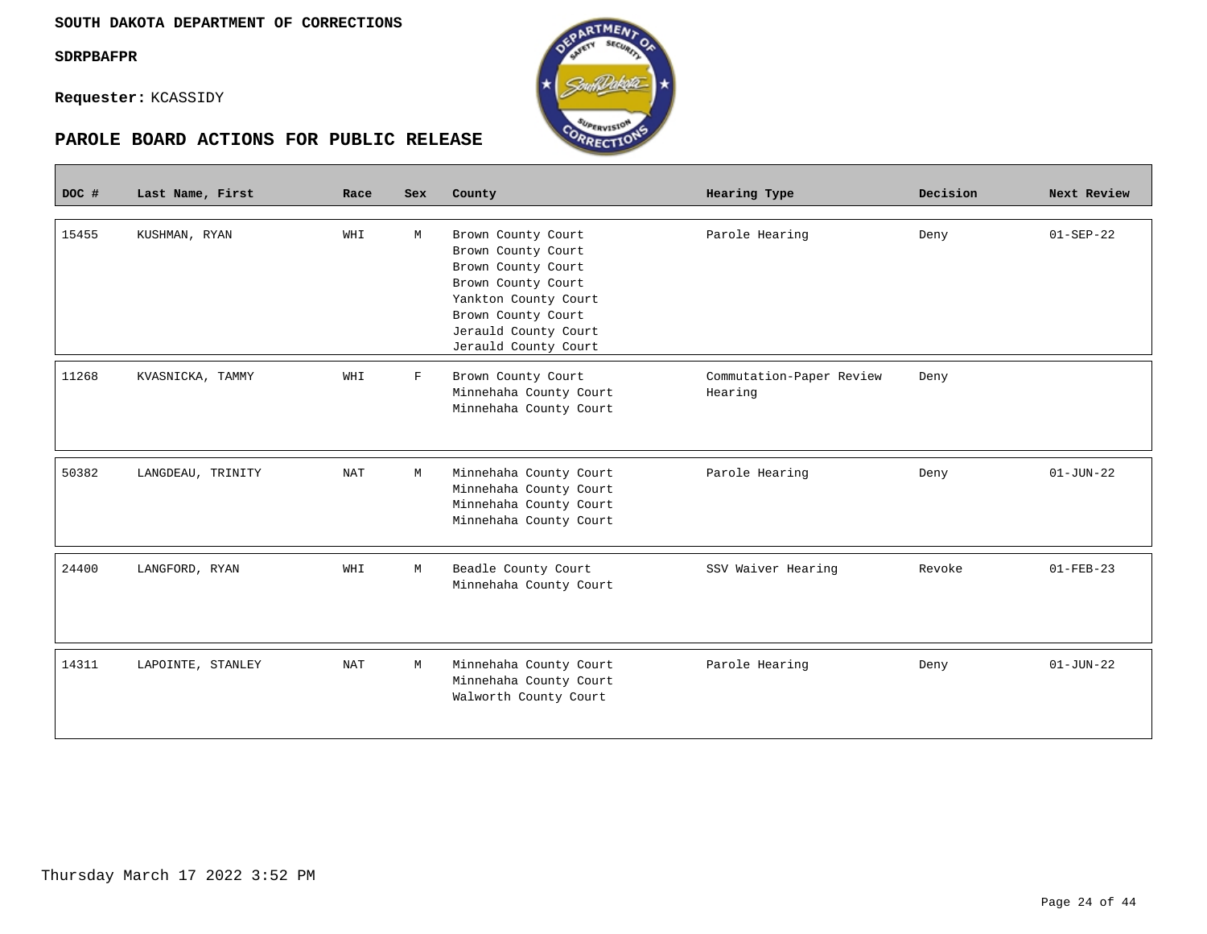**SOUTH DAKOTA DEPARTMENT OF CORRECTIONS**

**SDRPBAFPR**

**Requester:** KCASSIDY

## PAROLE BOARD ACTIONS FOR PUBLIC RELEASE

| DOC # | Last Name, First | Race | Sex | County | Hearing Type | Decision | Next Review |
|---|---|---|---|---|---|---|---|
| 15455 | KUSHMAN, RYAN | WHI | M | Brown County Court<br>Brown County Court<br>Brown County Court<br>Brown County Court<br>Yankton County Court<br>Brown County Court<br>Jerauld County Court<br>Jerauld County Court | Parole Hearing | Deny | 01-SEP-22 |
| 11268 | KVASNICKA, TAMMY | WHI | F | Brown County Court<br>Minnehaha County Court<br>Minnehaha County Court | Commutation-Paper Review Hearing | Deny | |
| 50382 | LANGDEAU, TRINITY | NAT | M | Minnehaha County Court<br>Minnehaha County Court<br>Minnehaha County Court<br>Minnehaha County Court | Parole Hearing | Deny | 01-JUN-22 |
| 24400 | LANGFORD, RYAN | WHI | M | Beadle County Court<br>Minnehaha County Court | SSV Waiver Hearing | Revoke | 01-FEB-23 |
| 14311 | LAPOINTE, STANLEY | NAT | M | Minnehaha County Court<br>Minnehaha County Court<br>Walworth County Court | Parole Hearing | Deny | 01-JUN-22 |

Thursday March 17 2022 3:52 PM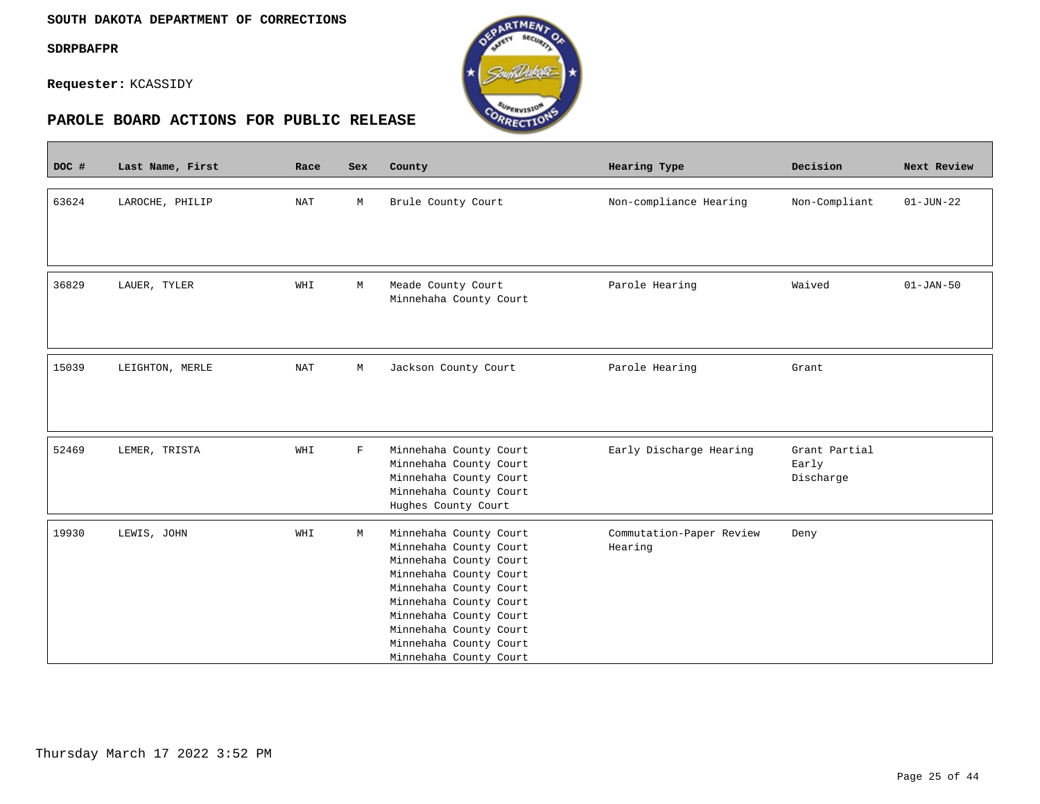**SOUTH DAKOTA DEPARTMENT OF CORRECTIONS**

**SDRPBAFPR**

**Requester:** KCASSIDY

## PAROLE BOARD ACTIONS FOR PUBLIC RELEASE

| DOC # | Last Name, First | Race | Sex | County | Hearing Type | Decision | Next Review |
|---|---|---|---|---|---|---|---|
| 63624 | LAROCHE, PHILIP | NAT | M | Brule County Court | Non-compliance Hearing | Non-Compliant | 01-JUN-22 |
| 36829 | LAUER, TYLER | WHI | M | Meade County Court<br>Minnehaha County Court | Parole Hearing | Waived | 01-JAN-50 |
| 15039 | LEIGHTON, MERLE | NAT | M | Jackson County Court | Parole Hearing | Grant | |
| 52469 | LEMER, TRISTA | WHI | F | Minnehaha County Court<br>Minnehaha County Court<br>Minnehaha County Court<br>Minnehaha County Court<br>Hughes County Court | Early Discharge Hearing | Grant Partial Early Discharge | |
| 19930 | LEWIS, JOHN | WHI | M | Minnehaha County Court<br>Minnehaha County Court<br>Minnehaha County Court<br>Minnehaha County Court<br>Minnehaha County Court<br>Minnehaha County Court<br>Minnehaha County Court<br>Minnehaha County Court<br>Minnehaha County Court<br>Minnehaha County Court | Commutation-Paper Review Hearing | Deny | |

Thursday March 17 2022 3:52 PM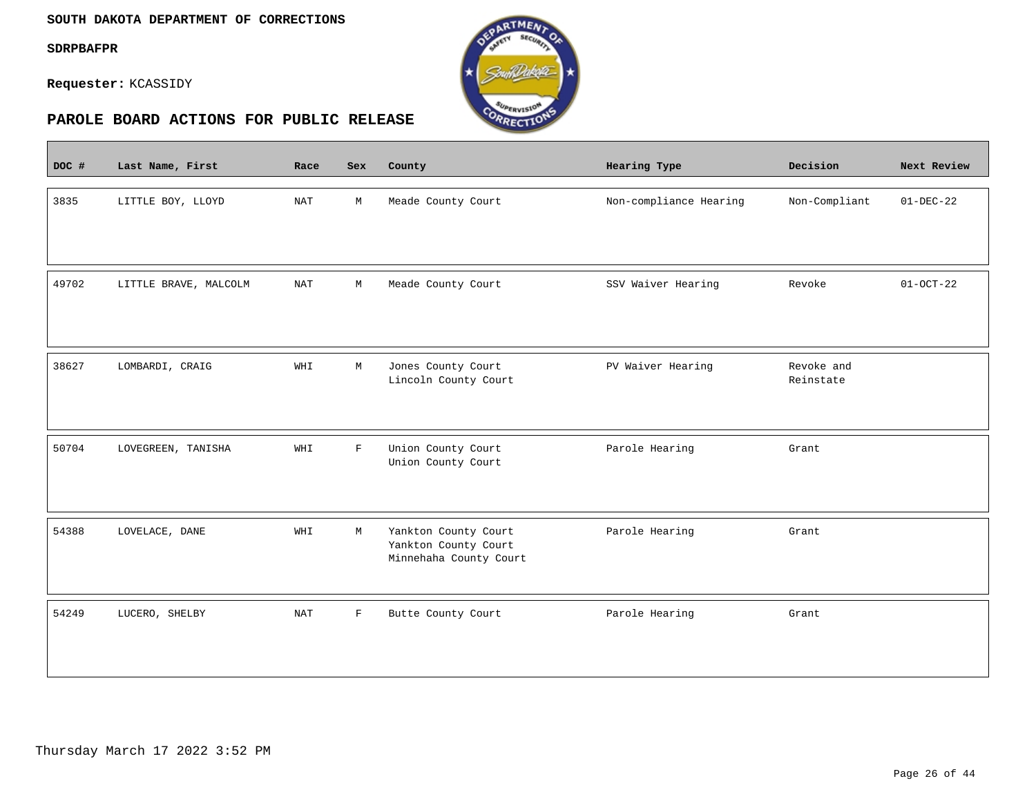**SOUTH DAKOTA DEPARTMENT OF CORRECTIONS**

**SDRPBAFPR**

**Requester:** KCASSIDY

## PAROLE BOARD ACTIONS FOR PUBLIC RELEASE

| DOC # | Last Name, First | Race | Sex | County | Hearing Type | Decision | Next Review |
|---|---|---|---|---|---|---|---|
| 3835 | LITTLE BOY, LLOYD | NAT | M | Meade County Court | Non-compliance Hearing | Non-Compliant | 01-DEC-22 |
| 49702 | LITTLE BRAVE, MALCOLM | NAT | M | Meade County Court | SSV Waiver Hearing | Revoke | 01-OCT-22 |
| 38627 | LOMBARDI, CRAIG | WHI | M | Jones County Court<br>Lincoln County Court | PV Waiver Hearing | Revoke and Reinstate | |
| 50704 | LOVEGREEN, TANISHA | WHI | F | Union County Court<br>Union County Court | Parole Hearing | Grant | |
| 54388 | LOVELACE, DANE | WHI | M | Yankton County Court<br>Yankton County Court<br>Minnehaha County Court | Parole Hearing | Grant | |
| 54249 | LUCERO, SHELBY | NAT | F | Butte County Court | Parole Hearing | Grant | |

Thursday March 17 2022 3:52 PM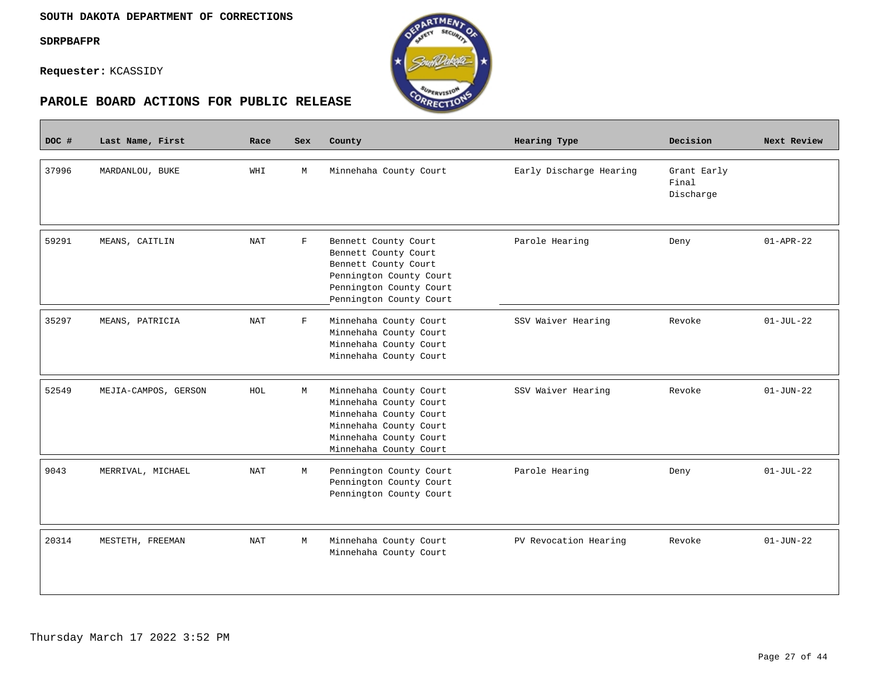**SOUTH DAKOTA DEPARTMENT OF CORRECTIONS**

**SDRPBAFPR**

**Requester:** KCASSIDY

## PAROLE BOARD ACTIONS FOR PUBLIC RELEASE

| DOC # | Last Name, First | Race | Sex | County | Hearing Type | Decision | Next Review |
|---|---|---|---|---|---|---|---|
| 37996 | MARDANLOU, BUKE | WHI | M | Minnehaha County Court | Early Discharge Hearing | Grant Early Final Discharge | |
| 59291 | MEANS, CAITLIN | NAT | F | Bennett County Court<br>Bennett County Court<br>Bennett County Court<br>Pennington County Court<br>Pennington County Court<br>Pennington County Court | Parole Hearing | Deny | 01-APR-22 |
| 35297 | MEANS, PATRICIA | NAT | F | Minnehaha County Court<br>Minnehaha County Court<br>Minnehaha County Court<br>Minnehaha County Court | SSV Waiver Hearing | Revoke | 01-JUL-22 |
| 52549 | MEJIA-CAMPOS, GERSON | HOL | M | Minnehaha County Court<br>Minnehaha County Court<br>Minnehaha County Court<br>Minnehaha County Court<br>Minnehaha County Court<br>Minnehaha County Court | SSV Waiver Hearing | Revoke | 01-JUN-22 |
| 9043 | MERRIVAL, MICHAEL | NAT | M | Pennington County Court<br>Pennington County Court<br>Pennington County Court | Parole Hearing | Deny | 01-JUL-22 |
| 20314 | MESTETH, FREEMAN | NAT | M | Minnehaha County Court<br>Minnehaha County Court | PV Revocation Hearing | Revoke | 01-JUN-22 |

Thursday March 17 2022 3:52 PM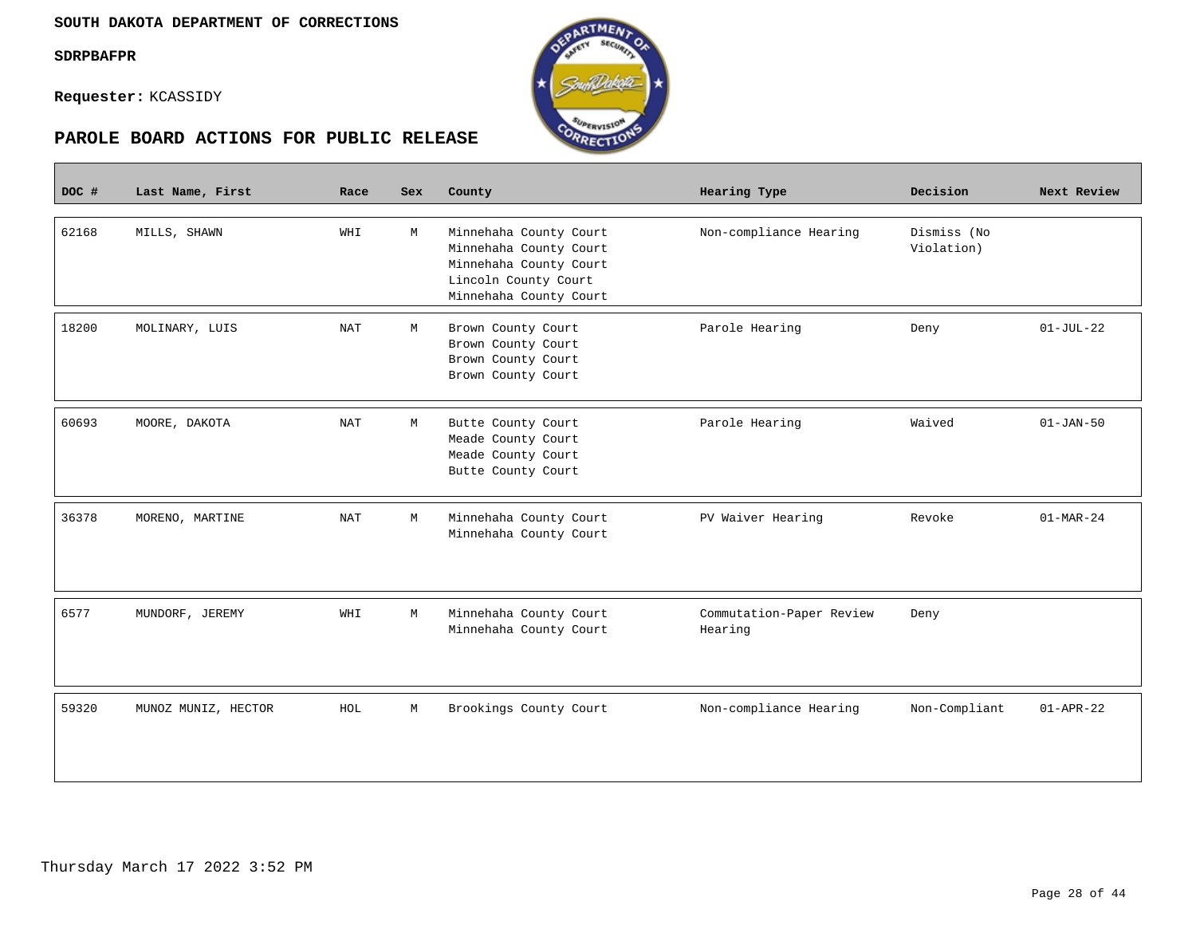**SOUTH DAKOTA DEPARTMENT OF CORRECTIONS**

**SDRPBAFPR**

**Requester:** KCASSIDY

## PAROLE BOARD ACTIONS FOR PUBLIC RELEASE

| DOC # | Last Name, First | Race | Sex | County | Hearing Type | Decision | Next Review |
|---|---|---|---|---|---|---|---|
| 62168 | MILLS, SHAWN | WHI | M | Minnehaha County Court<br>Minnehaha County Court<br>Minnehaha County Court<br>Lincoln County Court<br>Minnehaha County Court | Non-compliance Hearing | Dismiss (No Violation) | |
| 18200 | MOLINARY, LUIS | NAT | M | Brown County Court<br>Brown County Court<br>Brown County Court<br>Brown County Court | Parole Hearing | Deny | 01-JUL-22 |
| 60693 | MOORE, DAKOTA | NAT | M | Butte County Court<br>Meade County Court<br>Meade County Court<br>Butte County Court | Parole Hearing | Waived | 01-JAN-50 |
| 36378 | MORENO, MARTINE | NAT | M | Minnehaha County Court<br>Minnehaha County Court | PV Waiver Hearing | Revoke | 01-MAR-24 |
| 6577 | MUNDORF, JEREMY | WHI | M | Minnehaha County Court<br>Minnehaha County Court | Commutation-Paper Review Hearing | Deny | |
| 59320 | MUNOZ MUNIZ, HECTOR | HOL | M | Brookings County Court | Non-compliance Hearing | Non-Compliant | 01-APR-22 |

Thursday March 17 2022 3:52 PM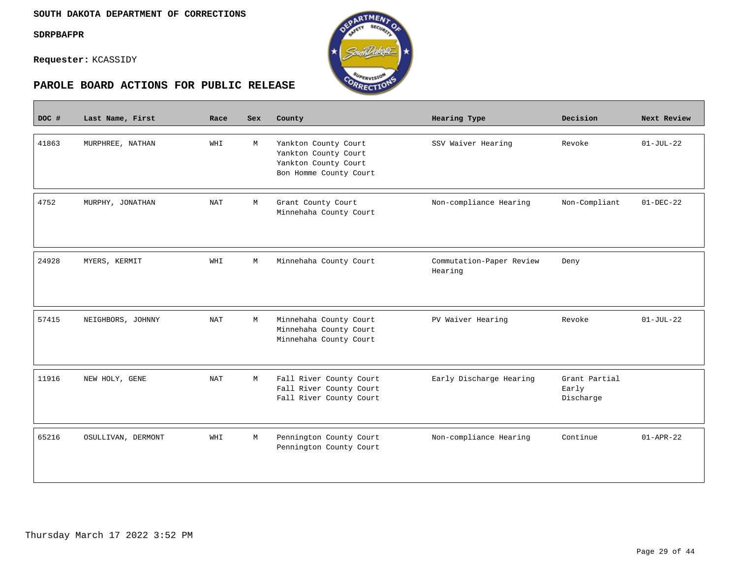**SOUTH DAKOTA DEPARTMENT OF CORRECTIONS**

**SDRPBAFPR**

**Requester:** KCASSIDY

## PAROLE BOARD ACTIONS FOR PUBLIC RELEASE

| DOC # | Last Name, First | Race | Sex | County | Hearing Type | Decision | Next Review |
|---|---|---|---|---|---|---|---|
| 41863 | MURPHREE, NATHAN | WHI | M | Yankton County Court<br>Yankton County Court<br>Yankton County Court<br>Bon Homme County Court | SSV Waiver Hearing | Revoke | 01-JUL-22 |
| 4752 | MURPHY, JONATHAN | NAT | M | Grant County Court<br>Minnehaha County Court | Non-compliance Hearing | Non-Compliant | 01-DEC-22 |
| 24928 | MYERS, KERMIT | WHI | M | Minnehaha County Court | Commutation-Paper Review Hearing | Deny | |
| 57415 | NEIGHBORS, JOHNNY | NAT | M | Minnehaha County Court<br>Minnehaha County Court<br>Minnehaha County Court | PV Waiver Hearing | Revoke | 01-JUL-22 |
| 11916 | NEW HOLY, GENE | NAT | M | Fall River County Court<br>Fall River County Court<br>Fall River County Court | Early Discharge Hearing | Grant Partial Early Discharge | |
| 65216 | OSULLIVAN, DERMONT | WHI | M | Pennington County Court<br>Pennington County Court | Non-compliance Hearing | Continue | 01-APR-22 |

Thursday March 17 2022 3:52 PM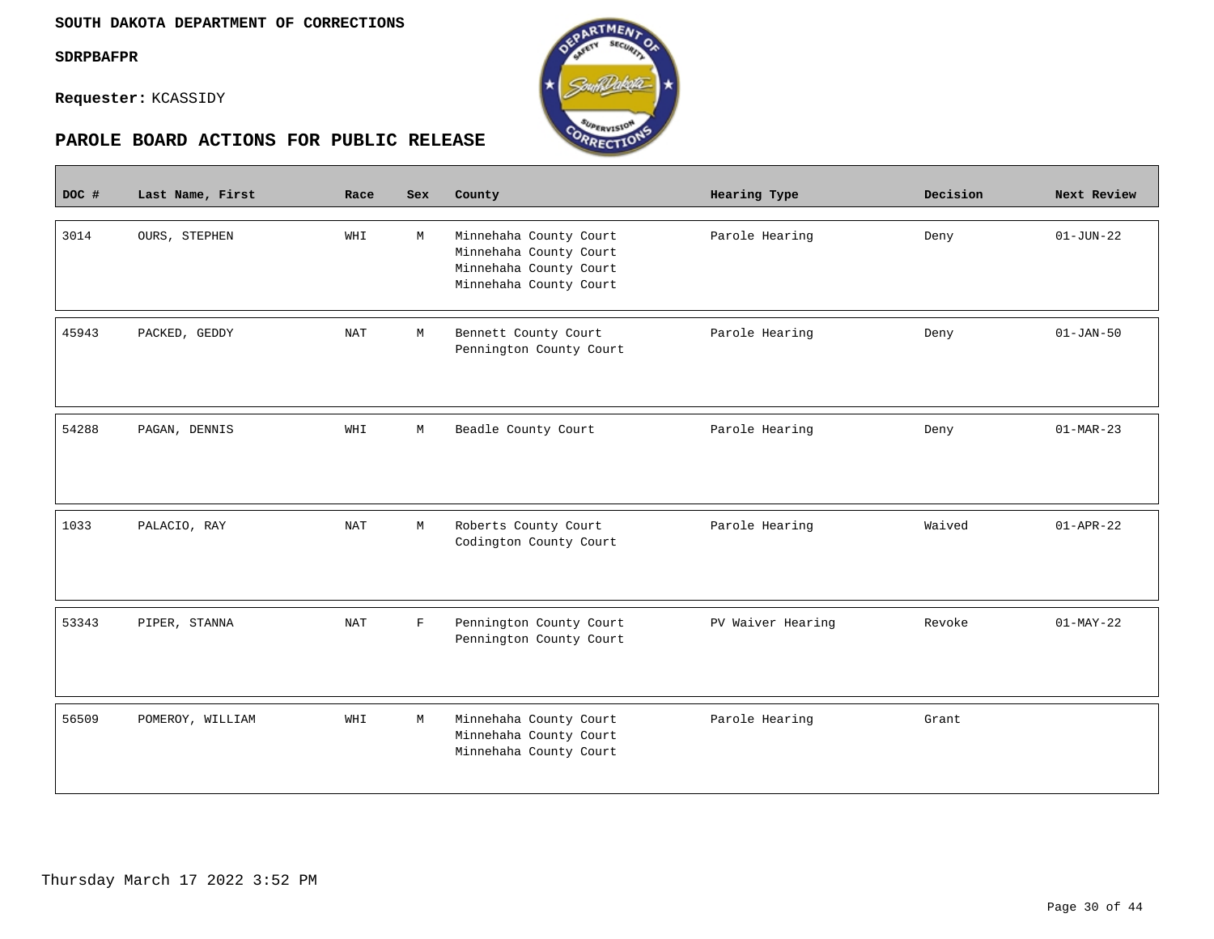**SOUTH DAKOTA DEPARTMENT OF CORRECTIONS**

**SDRPBAFPR**

**Requester:** KCASSIDY

## PAROLE BOARD ACTIONS FOR PUBLIC RELEASE

| DOC # | Last Name, First | Race | Sex | County | Hearing Type | Decision | Next Review |
|---|---|---|---|---|---|---|---|
| 3014 | OURS, STEPHEN | WHI | M | Minnehaha County Court<br>Minnehaha County Court<br>Minnehaha County Court<br>Minnehaha County Court | Parole Hearing | Deny | 01-JUN-22 |
| 45943 | PACKED, GEDDY | NAT | M | Bennett County Court<br>Pennington County Court | Parole Hearing | Deny | 01-JAN-50 |
| 54288 | PAGAN, DENNIS | WHI | M | Beadle County Court | Parole Hearing | Deny | 01-MAR-23 |
| 1033 | PALACIO, RAY | NAT | M | Roberts County Court<br>Codington County Court | Parole Hearing | Waived | 01-APR-22 |
| 53343 | PIPER, STANNA | NAT | F | Pennington County Court<br>Pennington County Court | PV Waiver Hearing | Revoke | 01-MAY-22 |
| 56509 | POMEROY, WILLIAM | WHI | M | Minnehaha County Court<br>Minnehaha County Court<br>Minnehaha County Court | Parole Hearing | Grant | |

Thursday March 17 2022 3:52 PM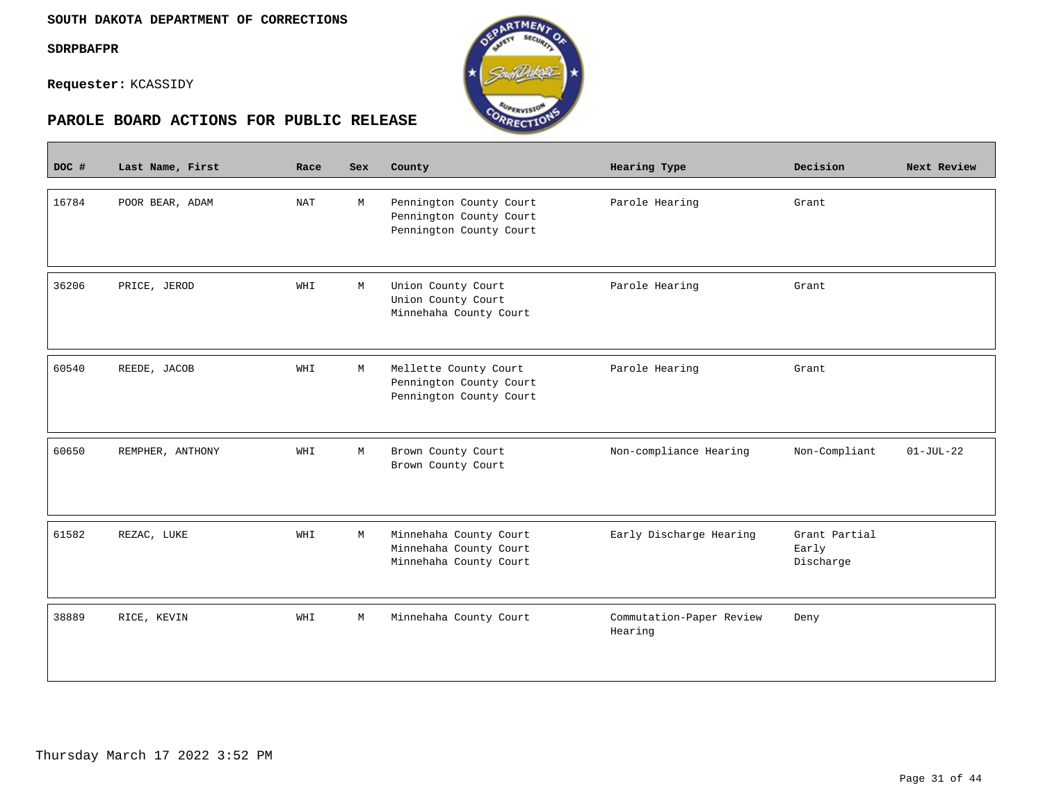**SOUTH DAKOTA DEPARTMENT OF CORRECTIONS**

**SDRPBAFPR**

**Requester:** KCASSIDY

## PAROLE BOARD ACTIONS FOR PUBLIC RELEASE

| DOC # | Last Name, First | Race | Sex | County | Hearing Type | Decision | Next Review |
|---|---|---|---|---|---|---|---|
| 16784 | POOR BEAR, ADAM | NAT | M | Pennington County Court<br>Pennington County Court<br>Pennington County Court | Parole Hearing | Grant | |
| 36206 | PRICE, JEROD | WHI | M | Union County Court<br>Union County Court<br>Minnehaha County Court | Parole Hearing | Grant | |
| 60540 | REEDE, JACOB | WHI | M | Mellette County Court<br>Pennington County Court<br>Pennington County Court | Parole Hearing | Grant | |
| 60650 | REMPHER, ANTHONY | WHI | M | Brown County Court<br>Brown County Court | Non-compliance Hearing | Non-Compliant | 01-JUL-22 |
| 61582 | REZAC, LUKE | WHI | M | Minnehaha County Court<br>Minnehaha County Court<br>Minnehaha County Court | Early Discharge Hearing | Grant Partial Early Discharge | |
| 38889 | RICE, KEVIN | WHI | M | Minnehaha County Court | Commutation-Paper Review Hearing | Deny | |

Thursday March 17 2022 3:52 PM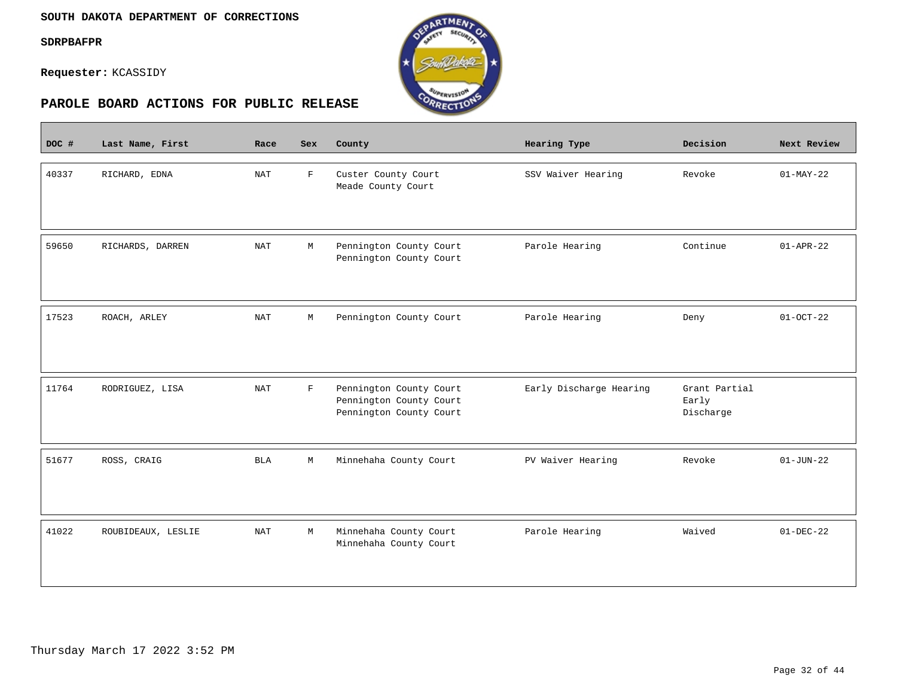**SOUTH DAKOTA DEPARTMENT OF CORRECTIONS**

**SDRPBAFPR**

**Requester:** KCASSIDY

## PAROLE BOARD ACTIONS FOR PUBLIC RELEASE

| DOC # | Last Name, First | Race | Sex | County | Hearing Type | Decision | Next Review |
|---|---|---|---|---|---|---|---|
| 40337 | RICHARD, EDNA | NAT | F | Custer County Court<br>Meade County Court | SSV Waiver Hearing | Revoke | 01-MAY-22 |
| 59650 | RICHARDS, DARREN | NAT | M | Pennington County Court<br>Pennington County Court | Parole Hearing | Continue | 01-APR-22 |
| 17523 | ROACH, ARLEY | NAT | M | Pennington County Court | Parole Hearing | Deny | 01-OCT-22 |
| 11764 | RODRIGUEZ, LISA | NAT | F | Pennington County Court<br>Pennington County Court<br>Pennington County Court | Early Discharge Hearing | Grant Partial Early Discharge | |
| 51677 | ROSS, CRAIG | BLA | M | Minnehaha County Court | PV Waiver Hearing | Revoke | 01-JUN-22 |
| 41022 | ROUBIDEAUX, LESLIE | NAT | M | Minnehaha County Court<br>Minnehaha County Court | Parole Hearing | Waived | 01-DEC-22 |

Thursday March 17 2022 3:52 PM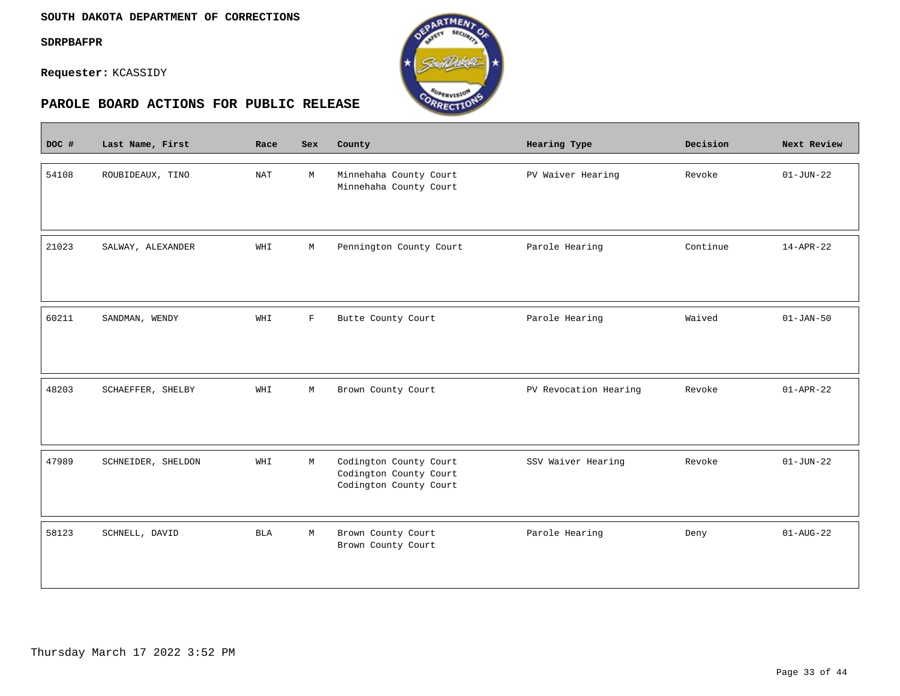**SOUTH DAKOTA DEPARTMENT OF CORRECTIONS**

**SDRPBAFPR**

**Requester:** KCASSIDY

## PAROLE BOARD ACTIONS FOR PUBLIC RELEASE

| DOC # | Last Name, First | Race | Sex | County | Hearing Type | Decision | Next Review |
|---|---|---|---|---|---|---|---|
| 54108 | ROUBIDEAUX, TINO | NAT | M | Minnehaha County Court<br>Minnehaha County Court | PV Waiver Hearing | Revoke | 01-JUN-22 |
| 21023 | SALWAY, ALEXANDER | WHI | M | Pennington County Court | Parole Hearing | Continue | 14-APR-22 |
| 60211 | SANDMAN, WENDY | WHI | F | Butte County Court | Parole Hearing | Waived | 01-JAN-50 |
| 48203 | SCHAEFFER, SHELBY | WHI | M | Brown County Court | PV Revocation Hearing | Revoke | 01-APR-22 |
| 47989 | SCHNEIDER, SHELDON | WHI | M | Codington County Court<br>Codington County Court<br>Codington County Court | SSV Waiver Hearing | Revoke | 01-JUN-22 |
| 58123 | SCHNELL, DAVID | BLA | M | Brown County Court<br>Brown County Court | Parole Hearing | Deny | 01-AUG-22 |

Thursday March 17 2022 3:52 PM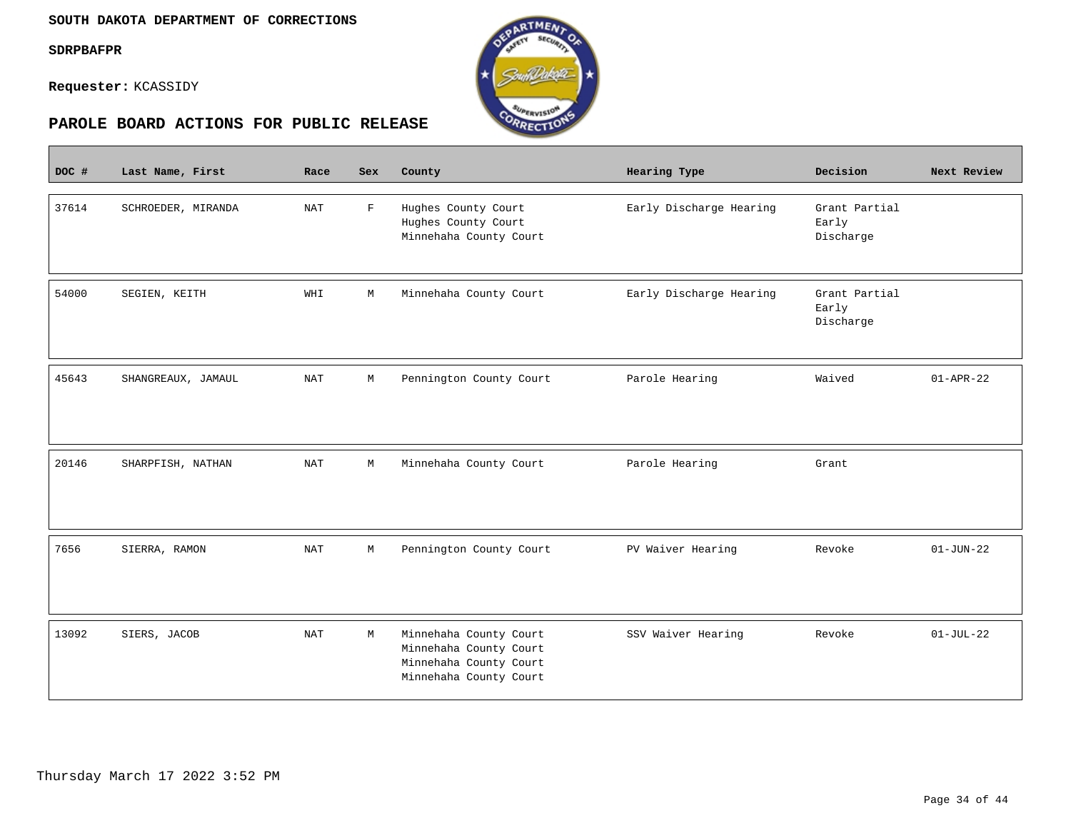**SOUTH DAKOTA DEPARTMENT OF CORRECTIONS**

**SDRPBAFPR**

**Requester:** KCASSIDY

## PAROLE BOARD ACTIONS FOR PUBLIC RELEASE

| DOC # | Last Name, First | Race | Sex | County | Hearing Type | Decision | Next Review |
|---|---|---|---|---|---|---|---|
| 37614 | SCHROEDER, MIRANDA | NAT | F | Hughes County Court<br>Hughes County Court<br>Minnehaha County Court | Early Discharge Hearing | Grant Partial Early Discharge | |
| 54000 | SEGIEN, KEITH | WHI | M | Minnehaha County Court | Early Discharge Hearing | Grant Partial Early Discharge | |
| 45643 | SHANGREAUX, JAMAUL | NAT | M | Pennington County Court | Parole Hearing | Waived | 01-APR-22 |
| 20146 | SHARPFISH, NATHAN | NAT | M | Minnehaha County Court | Parole Hearing | Grant | |
| 7656 | SIERRA, RAMON | NAT | M | Pennington County Court | PV Waiver Hearing | Revoke | 01-JUN-22 |
| 13092 | SIERS, JACOB | NAT | M | Minnehaha County Court<br>Minnehaha County Court<br>Minnehaha County Court<br>Minnehaha County Court | SSV Waiver Hearing | Revoke | 01-JUL-22 |

Thursday March 17 2022 3:52 PM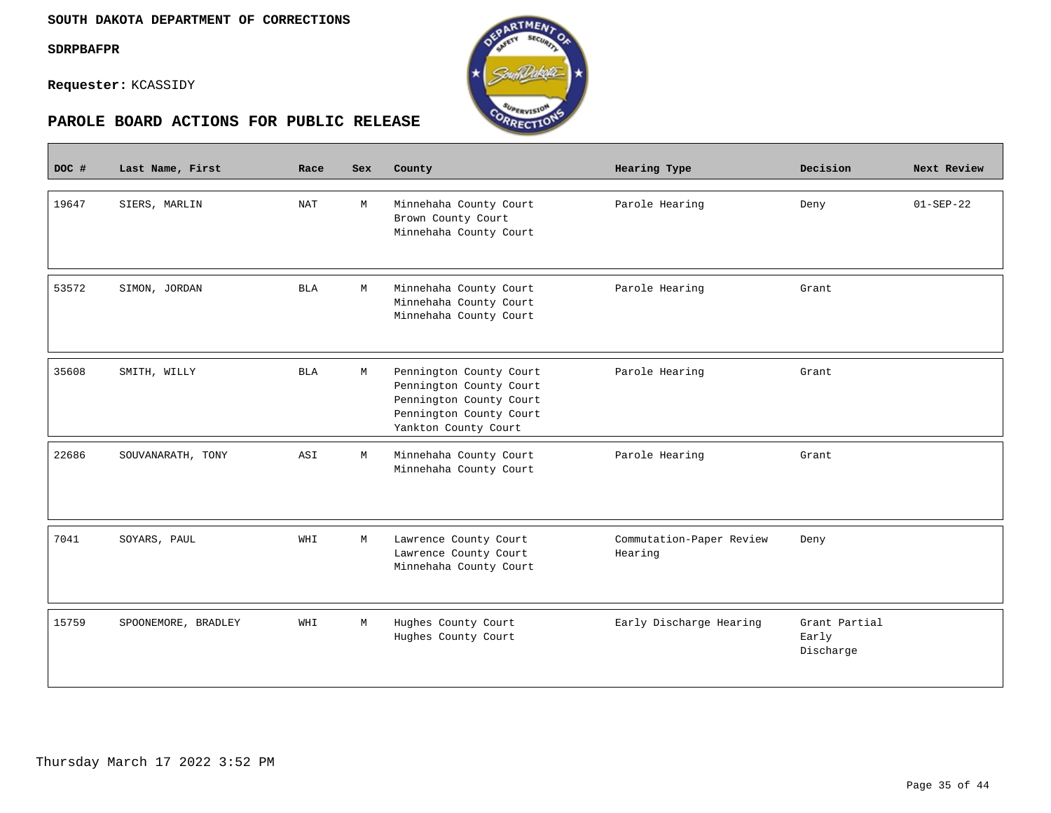**SOUTH DAKOTA DEPARTMENT OF CORRECTIONS**

**SDRPBAFPR**

**Requester:** KCASSIDY

## PAROLE BOARD ACTIONS FOR PUBLIC RELEASE

| DOC # | Last Name, First | Race | Sex | County | Hearing Type | Decision | Next Review |
|---|---|---|---|---|---|---|---|
| 19647 | SIERS, MARLIN | NAT | M | Minnehaha County Court<br>Brown County Court<br>Minnehaha County Court | Parole Hearing | Deny | 01-SEP-22 |
| 53572 | SIMON, JORDAN | BLA | M | Minnehaha County Court<br>Minnehaha County Court<br>Minnehaha County Court | Parole Hearing | Grant | |
| 35608 | SMITH, WILLY | BLA | M | Pennington County Court<br>Pennington County Court<br>Pennington County Court<br>Pennington County Court<br>Yankton County Court | Parole Hearing | Grant | |
| 22686 | SOUVANARATH, TONY | ASI | M | Minnehaha County Court<br>Minnehaha County Court | Parole Hearing | Grant | |
| 7041 | SOYARS, PAUL | WHI | M | Lawrence County Court<br>Lawrence County Court<br>Minnehaha County Court | Commutation-Paper Review Hearing | Deny | |
| 15759 | SPOONEMORE, BRADLEY | WHI | M | Hughes County Court<br>Hughes County Court | Early Discharge Hearing | Grant Partial Early Discharge | |

Thursday March 17 2022 3:52 PM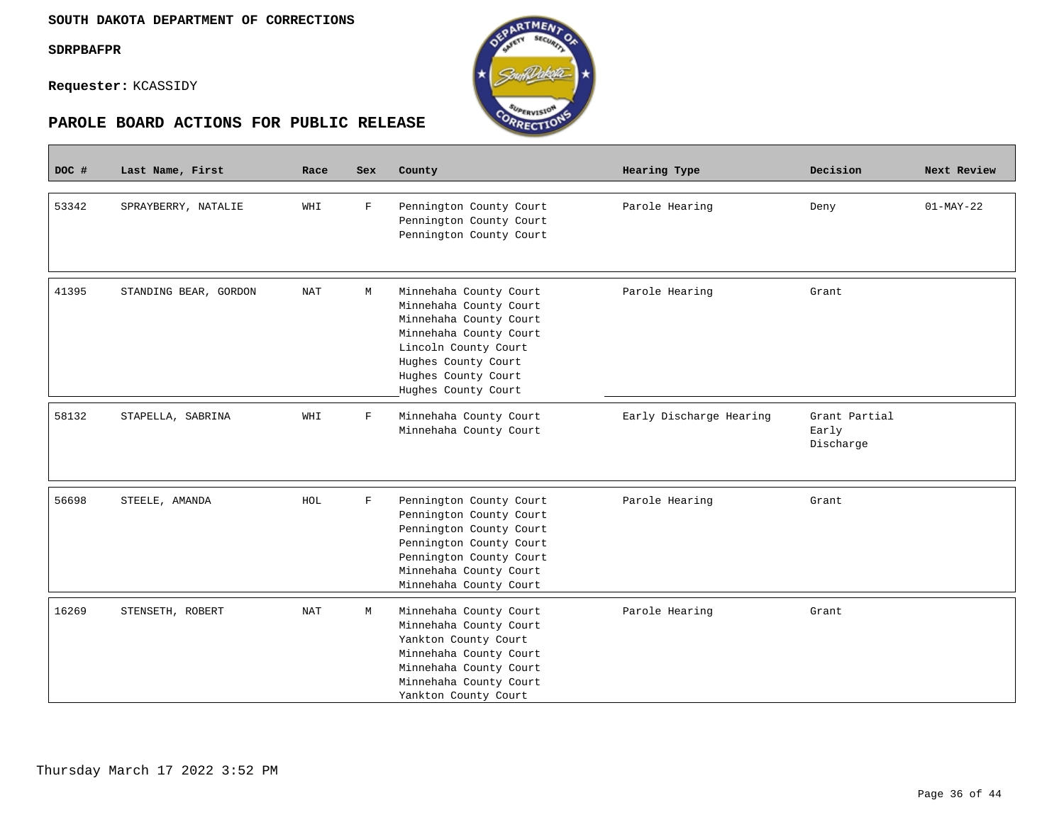**SOUTH DAKOTA DEPARTMENT OF CORRECTIONS**

**SDRPBAFPR**

**Requester:** KCASSIDY

## PAROLE BOARD ACTIONS FOR PUBLIC RELEASE

| DOC # | Last Name, First | Race | Sex | County | Hearing Type | Decision | Next Review |
|---|---|---|---|---|---|---|---|
| 53342 | SPRAYBERRY, NATALIE | WHI | F | Pennington County Court<br>Pennington County Court<br>Pennington County Court | Parole Hearing | Deny | 01-MAY-22 |
| 41395 | STANDING BEAR, GORDON | NAT | M | Minnehaha County Court<br>Minnehaha County Court<br>Minnehaha County Court<br>Minnehaha County Court<br>Lincoln County Court<br>Hughes County Court<br>Hughes County Court<br>Hughes County Court | Parole Hearing | Grant | |
| 58132 | STAPELLA, SABRINA | WHI | F | Minnehaha County Court<br>Minnehaha County Court | Early Discharge Hearing | Grant Partial Early Discharge | |
| 56698 | STEELE, AMANDA | HOL | F | Pennington County Court<br>Pennington County Court<br>Pennington County Court<br>Pennington County Court<br>Pennington County Court<br>Minnehaha County Court<br>Minnehaha County Court | Parole Hearing | Grant | |
| 16269 | STENSETH, ROBERT | NAT | M | Minnehaha County Court<br>Minnehaha County Court<br>Yankton County Court<br>Minnehaha County Court<br>Minnehaha County Court<br>Minnehaha County Court<br>Yankton County Court | Parole Hearing | Grant | |

Thursday March 17 2022 3:52 PM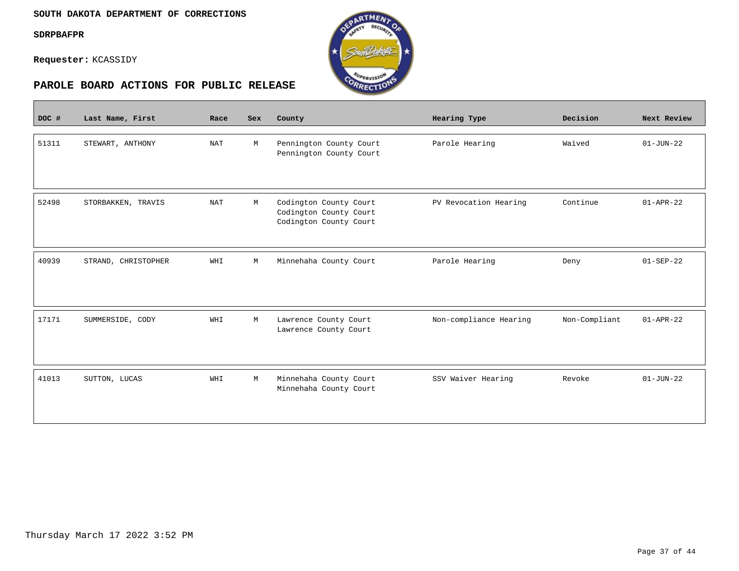**SOUTH DAKOTA DEPARTMENT OF CORRECTIONS**

**SDRPBAFPR**

**Requester:** KCASSIDY

## PAROLE BOARD ACTIONS FOR PUBLIC RELEASE

| DOC # | Last Name, First | Race | Sex | County | Hearing Type | Decision | Next Review |
|---|---|---|---|---|---|---|---|
| 51311 | STEWART, ANTHONY | NAT | M | Pennington County Court<br>Pennington County Court | Parole Hearing | Waived | 01-JUN-22 |
| 52498 | STORBAKKEN, TRAVIS | NAT | M | Codington County Court<br>Codington County Court<br>Codington County Court | PV Revocation Hearing | Continue | 01-APR-22 |
| 40939 | STRAND, CHRISTOPHER | WHI | M | Minnehaha County Court | Parole Hearing | Deny | 01-SEP-22 |
| 17171 | SUMMERSIDE, CODY | WHI | M | Lawrence County Court<br>Lawrence County Court | Non-compliance Hearing | Non-Compliant | 01-APR-22 |
| 41013 | SUTTON, LUCAS | WHI | M | Minnehaha County Court<br>Minnehaha County Court | SSV Waiver Hearing | Revoke | 01-JUN-22 |

Thursday March 17 2022 3:52 PM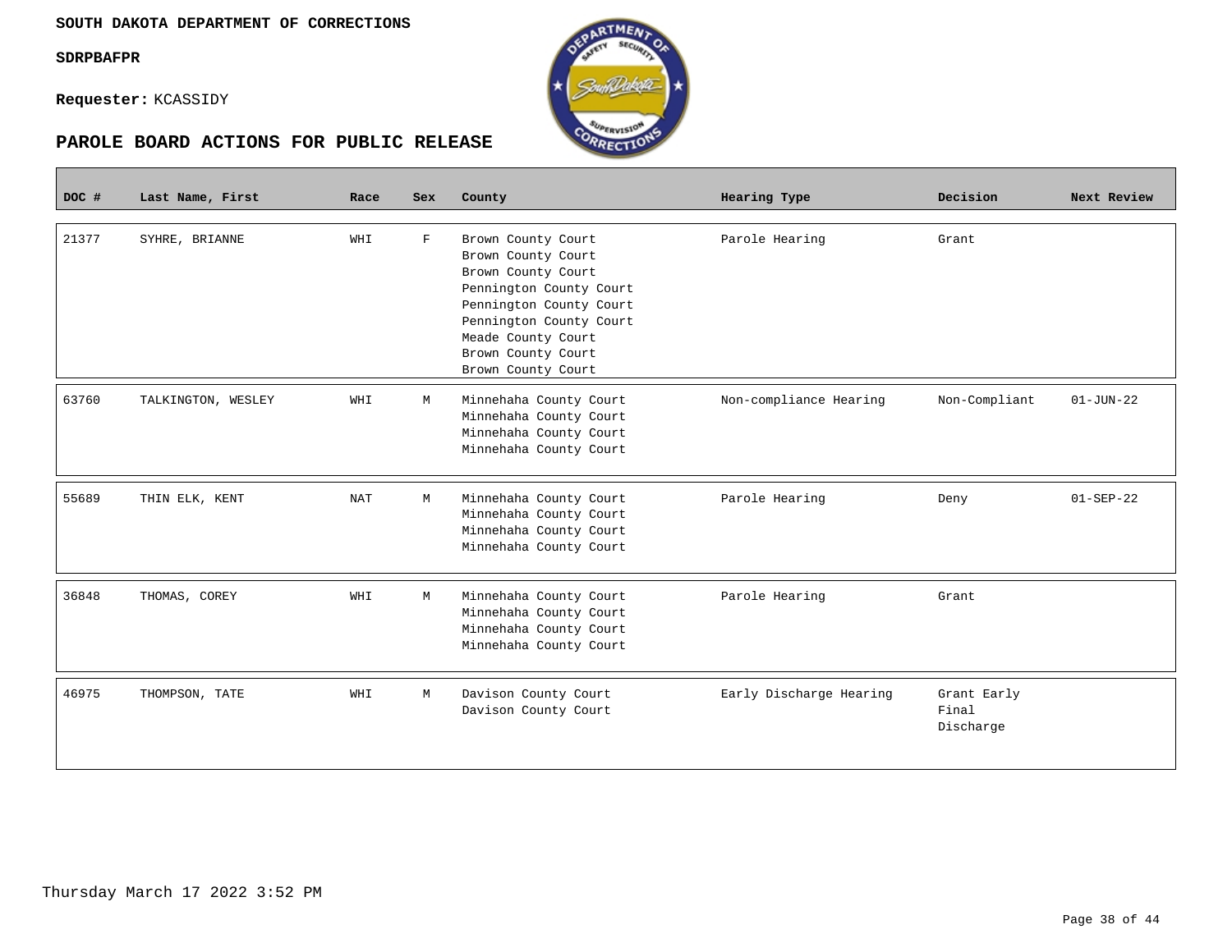**SOUTH DAKOTA DEPARTMENT OF CORRECTIONS**

**SDRPBAFPR**

**Requester:** KCASSIDY

## PAROLE BOARD ACTIONS FOR PUBLIC RELEASE

| DOC # | Last Name, First | Race | Sex | County | Hearing Type | Decision | Next Review |
|---|---|---|---|---|---|---|---|
| 21377 | SYHRE, BRIANNE | WHI | F | Brown County Court<br>Brown County Court<br>Brown County Court<br>Pennington County Court<br>Pennington County Court<br>Pennington County Court<br>Meade County Court<br>Brown County Court<br>Brown County Court | Parole Hearing | Grant | |
| 63760 | TALKINGTON, WESLEY | WHI | M | Minnehaha County Court<br>Minnehaha County Court<br>Minnehaha County Court<br>Minnehaha County Court | Non-compliance Hearing | Non-Compliant | 01-JUN-22 |
| 55689 | THIN ELK, KENT | NAT | M | Minnehaha County Court<br>Minnehaha County Court<br>Minnehaha County Court<br>Minnehaha County Court | Parole Hearing | Deny | 01-SEP-22 |
| 36848 | THOMAS, COREY | WHI | M | Minnehaha County Court<br>Minnehaha County Court<br>Minnehaha County Court<br>Minnehaha County Court | Parole Hearing | Grant | |
| 46975 | THOMPSON, TATE | WHI | M | Davison County Court<br>Davison County Court | Early Discharge Hearing | Grant Early Final Discharge | |

Thursday March 17 2022 3:52 PM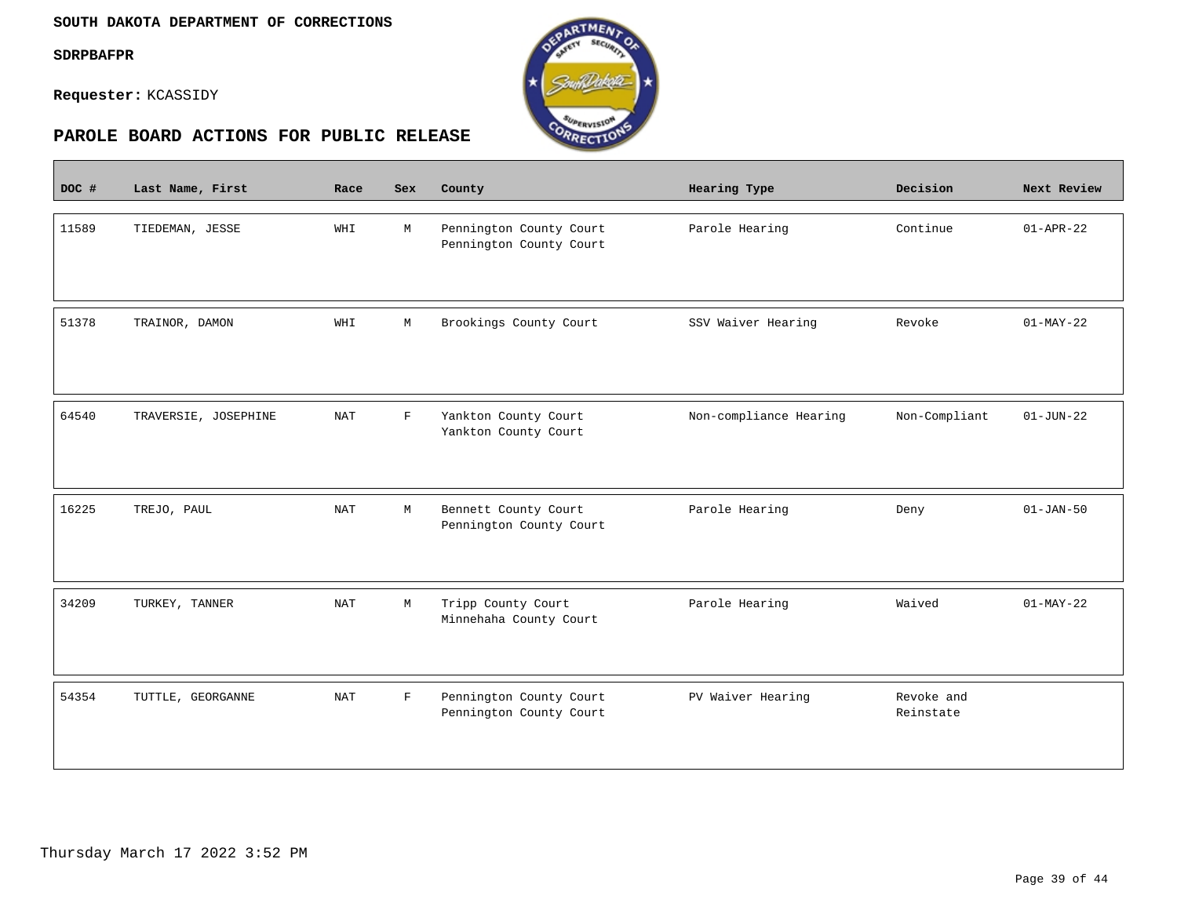**SOUTH DAKOTA DEPARTMENT OF CORRECTIONS**

**SDRPBAFPR**

**Requester:** KCASSIDY

## PAROLE BOARD ACTIONS FOR PUBLIC RELEASE

| DOC # | Last Name, First | Race | Sex | County | Hearing Type | Decision | Next Review |
|---|---|---|---|---|---|---|---|
| 11589 | TIEDEMAN, JESSE | WHI | M | Pennington County Court<br>Pennington County Court | Parole Hearing | Continue | 01-APR-22 |
| 51378 | TRAINOR, DAMON | WHI | M | Brookings County Court | SSV Waiver Hearing | Revoke | 01-MAY-22 |
| 64540 | TRAVERSIE, JOSEPHINE | NAT | F | Yankton County Court<br>Yankton County Court | Non-compliance Hearing | Non-Compliant | 01-JUN-22 |
| 16225 | TREJO, PAUL | NAT | M | Bennett County Court<br>Pennington County Court | Parole Hearing | Deny | 01-JAN-50 |
| 34209 | TURKEY, TANNER | NAT | M | Tripp County Court<br>Minnehaha County Court | Parole Hearing | Waived | 01-MAY-22 |
| 54354 | TUTTLE, GEORGANNE | NAT | F | Pennington County Court<br>Pennington County Court | PV Waiver Hearing | Revoke and Reinstate | |

Thursday March 17 2022 3:52 PM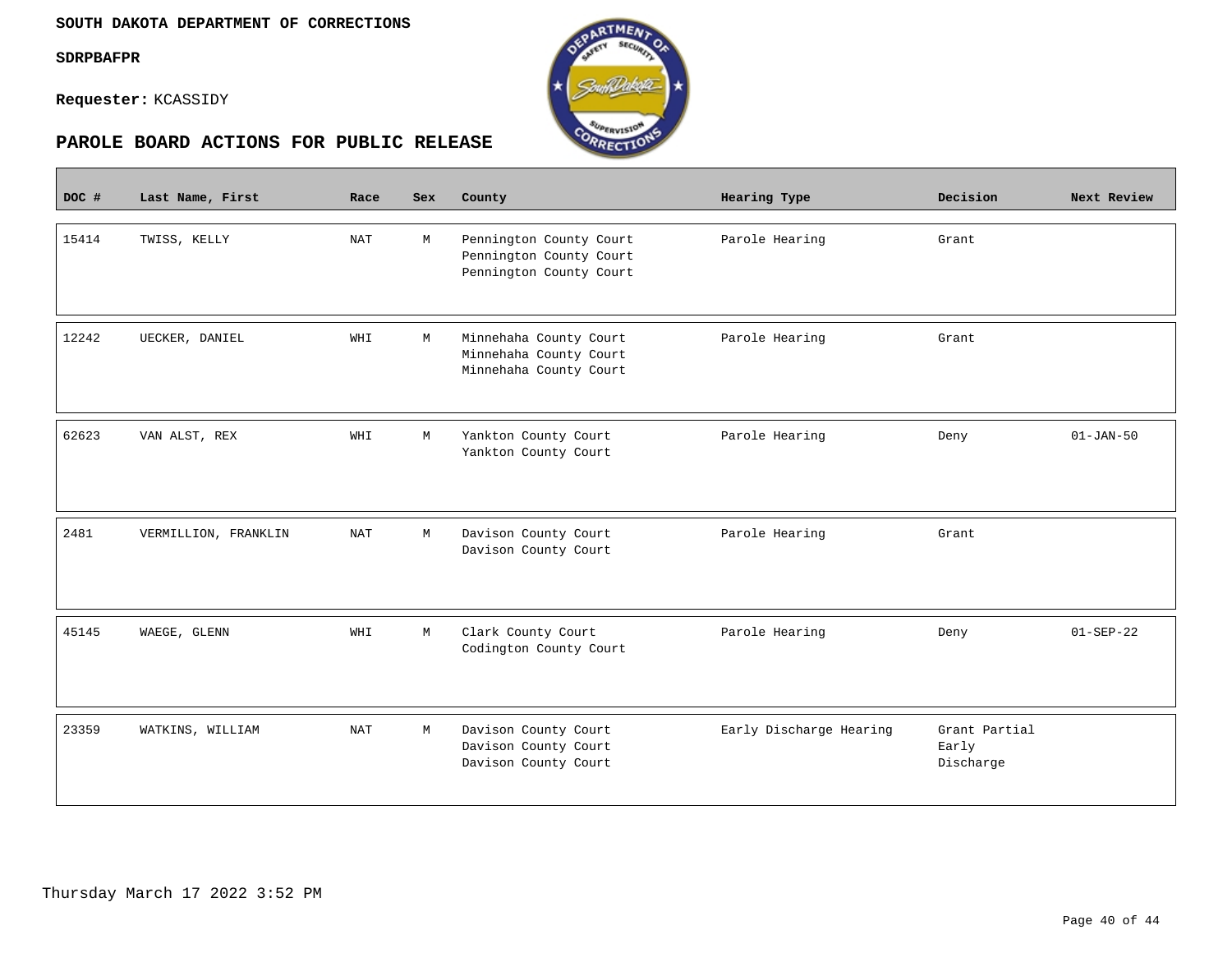**SOUTH DAKOTA DEPARTMENT OF CORRECTIONS**

**SDRPBAFPR**

**Requester:** KCASSIDY

## PAROLE BOARD ACTIONS FOR PUBLIC RELEASE

| DOC # | Last Name, First | Race | Sex | County | Hearing Type | Decision | Next Review |
|---|---|---|---|---|---|---|---|
| 15414 | TWISS, KELLY | NAT | M | Pennington County Court<br>Pennington County Court<br>Pennington County Court | Parole Hearing | Grant | |
| 12242 | UECKER, DANIEL | WHI | M | Minnehaha County Court<br>Minnehaha County Court<br>Minnehaha County Court | Parole Hearing | Grant | |
| 62623 | VAN ALST, REX | WHI | M | Yankton County Court<br>Yankton County Court | Parole Hearing | Deny | 01-JAN-50 |
| 2481 | VERMILLION, FRANKLIN | NAT | M | Davison County Court<br>Davison County Court | Parole Hearing | Grant | |
| 45145 | WAEGE, GLENN | WHI | M | Clark County Court<br>Codington County Court | Parole Hearing | Deny | 01-SEP-22 |
| 23359 | WATKINS, WILLIAM | NAT | M | Davison County Court<br>Davison County Court<br>Davison County Court | Early Discharge Hearing | Grant Partial Early Discharge | |

Thursday March 17 2022 3:52 PM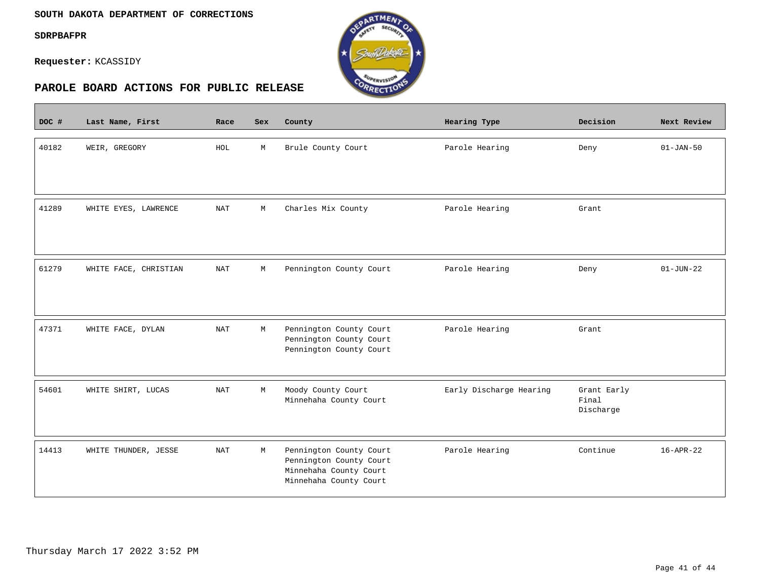SOUTH DAKOTA DEPARTMENT OF CORRECTIONS

SDRPBAFPR

**Requester:** KCASSIDY

## PAROLE BOARD ACTIONS FOR PUBLIC RELEASE

| DOC # | Last Name, First | Race | Sex | County | Hearing Type | Decision | Next Review |
|---|---|---|---|---|---|---|---|
| 40182 | WEIR, GREGORY | HOL | M | Brule County Court | Parole Hearing | Deny | 01-JAN-50 |
| 41289 | WHITE EYES, LAWRENCE | NAT | M | Charles Mix County | Parole Hearing | Grant | |
| 61279 | WHITE FACE, CHRISTIAN | NAT | M | Pennington County Court | Parole Hearing | Deny | 01-JUN-22 |
| 47371 | WHITE FACE, DYLAN | NAT | M | Pennington County Court<br>Pennington County Court<br>Pennington County Court | Parole Hearing | Grant | |
| 54601 | WHITE SHIRT, LUCAS | NAT | M | Moody County Court<br>Minnehaha County Court | Early Discharge Hearing | Grant Early Final Discharge | |
| 14413 | WHITE THUNDER, JESSE | NAT | M | Pennington County Court<br>Pennington County Court<br>Minnehaha County Court<br>Minnehaha County Court | Parole Hearing | Continue | 16-APR-22 |

Thursday March 17 2022 3:52 PM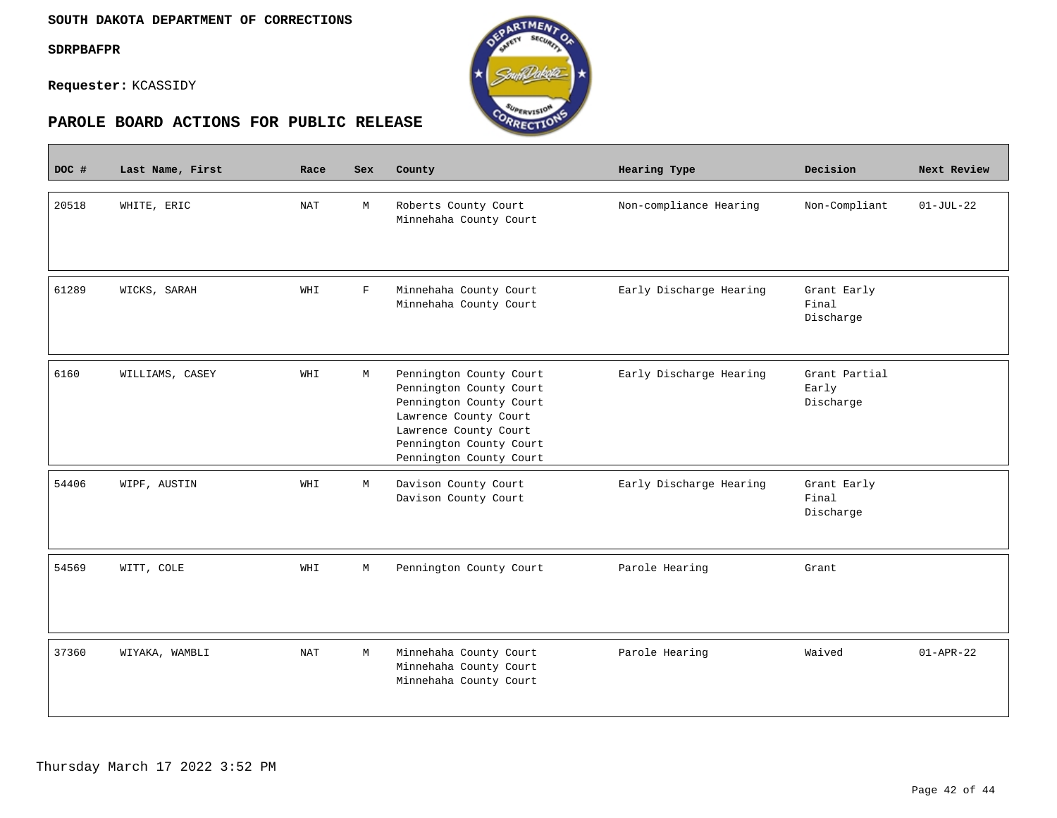SOUTH DAKOTA DEPARTMENT OF CORRECTIONS

**SDRPBAFPR**

**Requester:** KCASSIDY

## PAROLE BOARD ACTIONS FOR PUBLIC RELEASE

| DOC # | Last Name, First | Race | Sex | County | Hearing Type | Decision | Next Review |
|---|---|---|---|---|---|---|---|
| 20518 | WHITE, ERIC | NAT | M | Roberts County Court<br>Minnehaha County Court | Non-compliance Hearing | Non-Compliant | 01-JUL-22 |
| 61289 | WICKS, SARAH | WHI | F | Minnehaha County Court<br>Minnehaha County Court | Early Discharge Hearing | Grant Early Final Discharge | |
| 6160 | WILLIAMS, CASEY | WHI | M | Pennington County Court<br>Pennington County Court<br>Pennington County Court<br>Lawrence County Court<br>Lawrence County Court<br>Pennington County Court<br>Pennington County Court | Early Discharge Hearing | Grant Partial Early Discharge | |
| 54406 | WIPF, AUSTIN | WHI | M | Davison County Court<br>Davison County Court | Early Discharge Hearing | Grant Early Final Discharge | |
| 54569 | WITT, COLE | WHI | M | Pennington County Court | Parole Hearing | Grant | |
| 37360 | WIYAKA, WAMBLI | NAT | M | Minnehaha County Court<br>Minnehaha County Court<br>Minnehaha County Court | Parole Hearing | Waived | 01-APR-22 |

Thursday March 17 2022 3:52 PM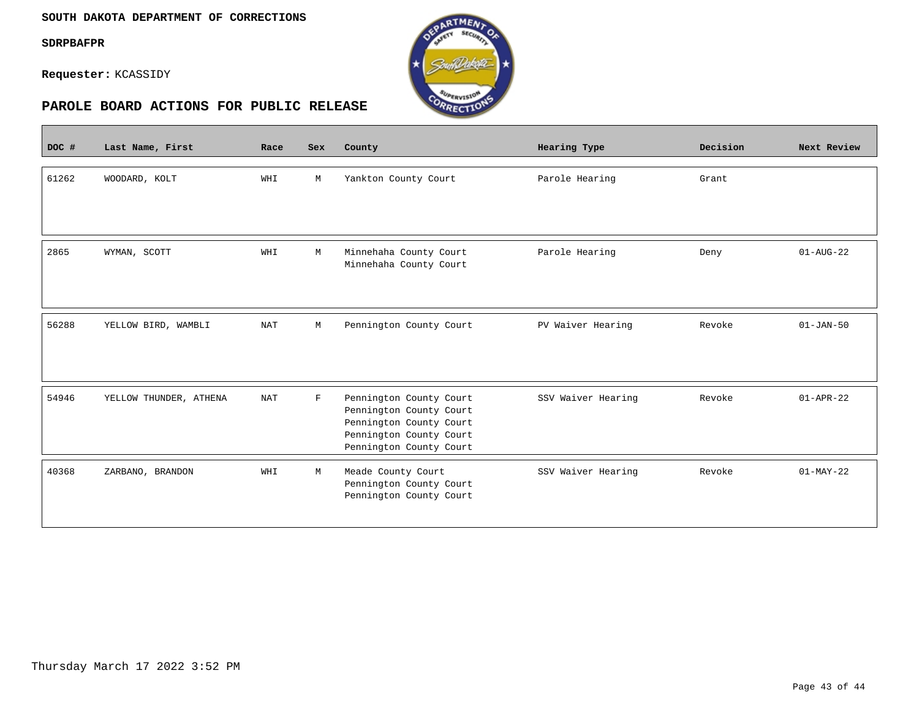**SOUTH DAKOTA DEPARTMENT OF CORRECTIONS**

**SDRPBAFPR**

**Requester:** KCASSIDY

## PAROLE BOARD ACTIONS FOR PUBLIC RELEASE

| DOC # | Last Name, First | Race | Sex | County | Hearing Type | Decision | Next Review |
|---|---|---|---|---|---|---|---|
| 61262 | WOODARD, KOLT | WHI | M | Yankton County Court | Parole Hearing | Grant | |
| 2865 | WYMAN, SCOTT | WHI | M | Minnehaha County Court<br>Minnehaha County Court | Parole Hearing | Deny | 01-AUG-22 |
| 56288 | YELLOW BIRD, WAMBLI | NAT | M | Pennington County Court | PV Waiver Hearing | Revoke | 01-JAN-50 |
| 54946 | YELLOW THUNDER, ATHENA | NAT | F | Pennington County Court<br>Pennington County Court<br>Pennington County Court<br>Pennington County Court<br>Pennington County Court | SSV Waiver Hearing | Revoke | 01-APR-22 |
| 40368 | ZARBANO, BRANDON | WHI | M | Meade County Court<br>Pennington County Court<br>Pennington County Court | SSV Waiver Hearing | Revoke | 01-MAY-22 |

Thursday March 17 2022 3:52 PM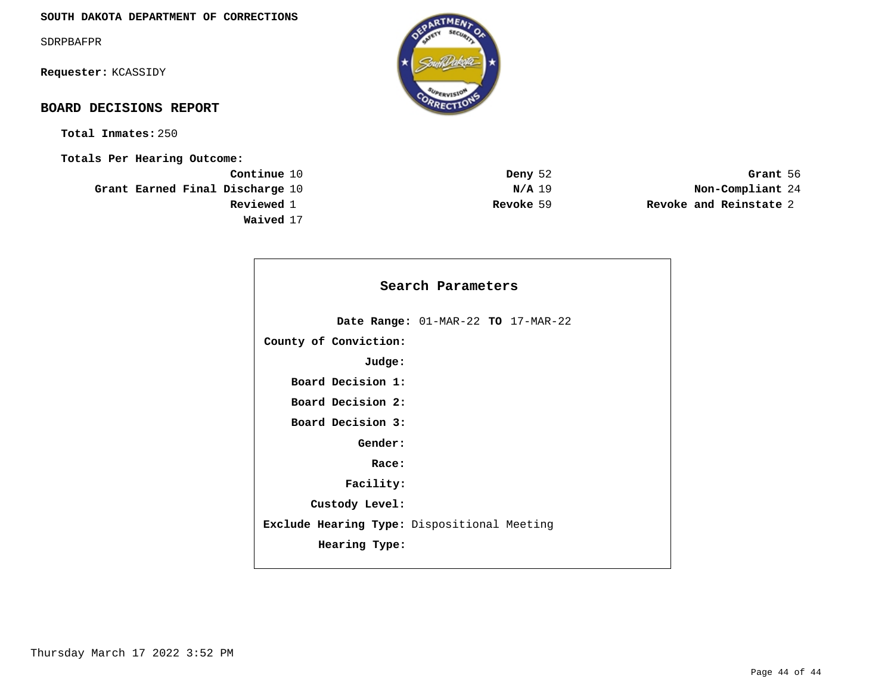**SOUTH DAKOTA DEPARTMENT OF CORRECTIONS**

SDRPBAFPR

**Requester:** KCASSIDY

## BOARD DECISIONS REPORT

**Total Inmates:** 250

**Totals Per Hearing Outcome:**

| | | | | | |
|---|---|---|---|---|---|
| **Continue** | 10 | **Deny** | 52 | **Grant** | 56 |
| **Grant Earned Final Discharge** | 10 | **N/A** | 19 | **Non-Compliant** | 24 |
| **Reviewed** | 1 | **Revoke** | 59 | **Revoke and Reinstate** | 2 |
| **Waived** | 17 | | | | |

### Search Parameters

**Date Range:** 01-MAR-22 **TO** 17-MAR-22

**County of Conviction:**

**Judge:**

**Board Decision 1:**

**Board Decision 2:**

**Board Decision 3:**

**Gender:**

**Race:**

**Facility:**

**Custody Level:**

**Exclude Hearing Type:** Dispositional Meeting

**Hearing Type:**

Thursday March 17 2022 3:52 PM